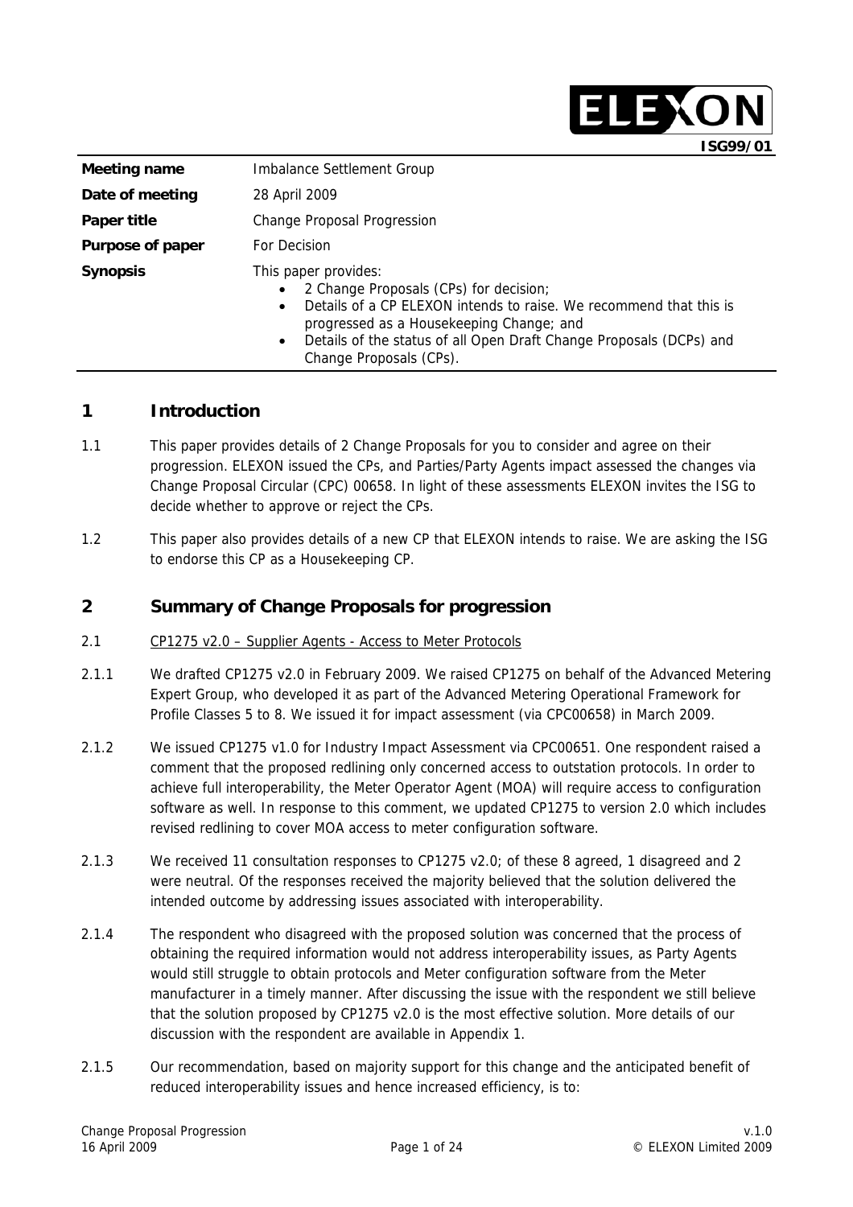ISG99/01

| | |
|---|---|
| **Meeting name** | Imbalance Settlement Group |
| **Date of meeting** | 28 April 2009 |
| **Paper title** | Change Proposal Progression |
| **Purpose of paper** | For Decision |
| **Synopsis** | This paper provides:<br>• 2 Change Proposals (CPs) for decision;<br>• Details of a CP ELEXON intends to raise. We recommend that this is progressed as a Housekeeping Change; and<br>• Details of the status of all Open Draft Change Proposals (DCPs) and Change Proposals (CPs). |

## 1 Introduction

1.1 This paper provides details of 2 Change Proposals for you to consider and agree on their progression. ELEXON issued the CPs, and Parties/Party Agents impact assessed the changes via Change Proposal Circular (CPC) 00658. In light of these assessments ELEXON invites the ISG to decide whether to approve or reject the CPs.

1.2 This paper also provides details of a new CP that ELEXON intends to raise. We are asking the ISG to endorse this CP as a Housekeeping CP.

## 2 Summary of Change Proposals for progression

2.1 CP1275 v2.0 – Supplier Agents - Access to Meter Protocols

2.1.1 We drafted CP1275 v2.0 in February 2009. We raised CP1275 on behalf of the Advanced Metering Expert Group, who developed it as part of the Advanced Metering Operational Framework for Profile Classes 5 to 8. We issued it for impact assessment (via CPC00658) in March 2009.

2.1.2 We issued CP1275 v1.0 for Industry Impact Assessment via CPC00651. One respondent raised a comment that the proposed redlining only concerned access to outstation protocols. In order to achieve full interoperability, the Meter Operator Agent (MOA) will require access to configuration software as well. In response to this comment, we updated CP1275 to version 2.0 which includes revised redlining to cover MOA access to meter configuration software.

2.1.3 We received 11 consultation responses to CP1275 v2.0; of these 8 agreed, 1 disagreed and 2 were neutral. Of the responses received the majority believed that the solution delivered the intended outcome by addressing issues associated with interoperability.

2.1.4 The respondent who disagreed with the proposed solution was concerned that the process of obtaining the required information would not address interoperability issues, as Party Agents would still struggle to obtain protocols and Meter configuration software from the Meter manufacturer in a timely manner. After discussing the issue with the respondent we still believe that the solution proposed by CP1275 v2.0 is the most effective solution. More details of our discussion with the respondent are available in Appendix 1.

2.1.5 Our recommendation, based on majority support for this change and the anticipated benefit of reduced interoperability issues and hence increased efficiency, is to: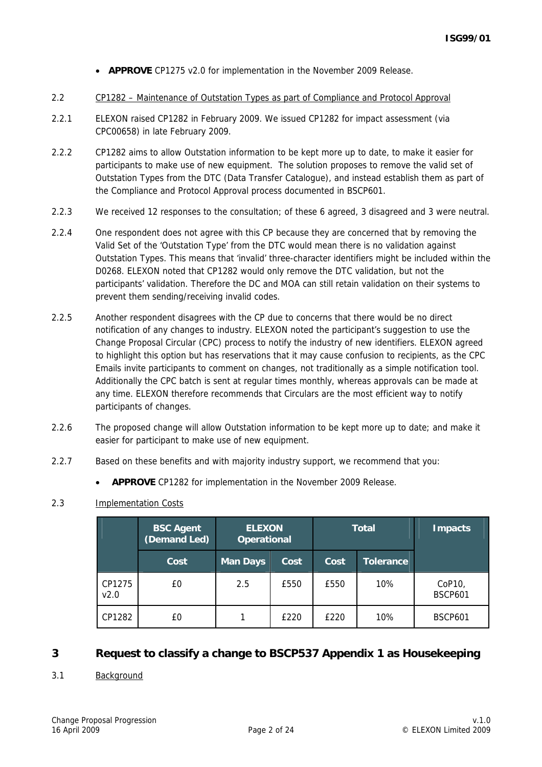- **APPROVE** CP1275 v2.0 for implementation in the November 2009 Release.

2.2 CP1282 – Maintenance of Outstation Types as part of Compliance and Protocol Approval

2.2.1 ELEXON raised CP1282 in February 2009. We issued CP1282 for impact assessment (via CPC00658) in late February 2009.

2.2.2 CP1282 aims to allow Outstation information to be kept more up to date, to make it easier for participants to make use of new equipment. The solution proposes to remove the valid set of Outstation Types from the DTC (Data Transfer Catalogue), and instead establish them as part of the Compliance and Protocol Approval process documented in BSCP601.

2.2.3 We received 12 responses to the consultation; of these 6 agreed, 3 disagreed and 3 were neutral.

2.2.4 One respondent does not agree with this CP because they are concerned that by removing the Valid Set of the 'Outstation Type' from the DTC would mean there is no validation against Outstation Types. This means that 'invalid' three-character identifiers might be included within the D0268. ELEXON noted that CP1282 would only remove the DTC validation, but not the participants' validation. Therefore the DC and MOA can still retain validation on their systems to prevent them sending/receiving invalid codes.

2.2.5 Another respondent disagrees with the CP due to concerns that there would be no direct notification of any changes to industry. ELEXON noted the participant's suggestion to use the Change Proposal Circular (CPC) process to notify the industry of new identifiers. ELEXON agreed to highlight this option but has reservations that it may cause confusion to recipients, as the CPC Emails invite participants to comment on changes, not traditionally as a simple notification tool. Additionally the CPC batch is sent at regular times monthly, whereas approvals can be made at any time. ELEXON therefore recommends that Circulars are the most efficient way to notify participants of changes.

2.2.6 The proposed change will allow Outstation information to be kept more up to date; and make it easier for participant to make use of new equipment.

2.2.7 Based on these benefits and with majority industry support, we recommend that you:

- **APPROVE** CP1282 for implementation in the November 2009 Release.

2.3 Implementation Costs

| | BSC Agent (Demand Led) | ELEXON Operational | | Total | | Impacts |
|---|---|---|---|---|---|---|
| | Cost | Man Days | Cost | Cost | Tolerance | |
| CP1275 v2.0 | £0 | 2.5 | £550 | £550 | 10% | CoP10, BSCP601 |
| CP1282 | £0 | 1 | £220 | £220 | 10% | BSCP601 |

## 3 Request to classify a change to BSCP537 Appendix 1 as Housekeeping

3.1 Background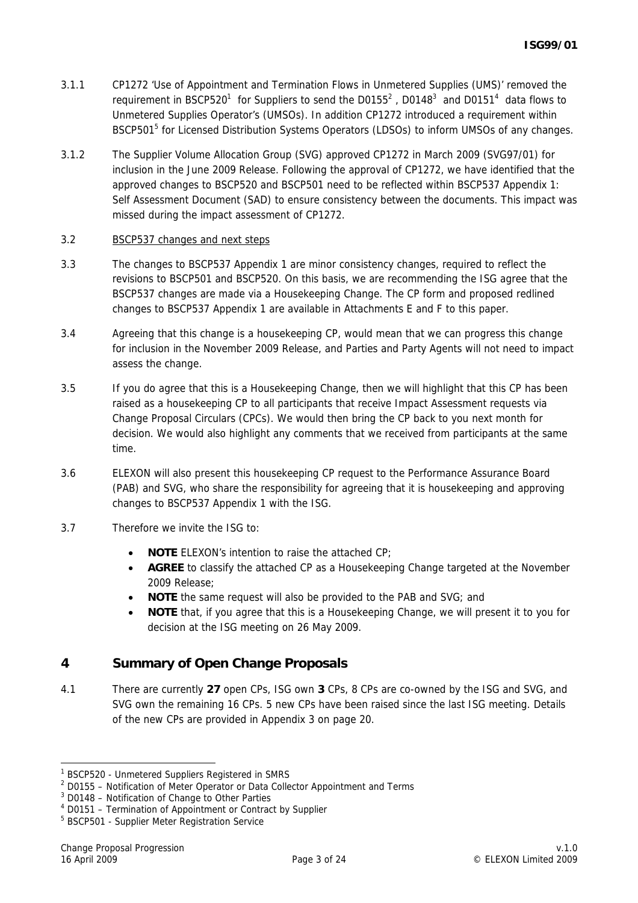3.1.1 CP1272 'Use of Appointment and Termination Flows in Unmetered Supplies (UMS)' removed the requirement in BSCP520[1] for Suppliers to send the D0155[2], D0148[3] and D0151[4] data flows to Unmetered Supplies Operator's (UMSOs). In addition CP1272 introduced a requirement within BSCP501[5] for Licensed Distribution Systems Operators (LDSOs) to inform UMSOs of any changes.

3.1.2 The Supplier Volume Allocation Group (SVG) approved CP1272 in March 2009 (SVG97/01) for inclusion in the June 2009 Release. Following the approval of CP1272, we have identified that the approved changes to BSCP520 and BSCP501 need to be reflected within BSCP537 Appendix 1: Self Assessment Document (SAD) to ensure consistency between the documents. This impact was missed during the impact assessment of CP1272.

3.2 BSCP537 changes and next steps

3.3 The changes to BSCP537 Appendix 1 are minor consistency changes, required to reflect the revisions to BSCP501 and BSCP520. On this basis, we are recommending the ISG agree that the BSCP537 changes are made via a Housekeeping Change. The CP form and proposed redlined changes to BSCP537 Appendix 1 are available in Attachments E and F to this paper.

3.4 Agreeing that this change is a housekeeping CP, would mean that we can progress this change for inclusion in the November 2009 Release, and Parties and Party Agents will not need to impact assess the change.

3.5 If you do agree that this is a Housekeeping Change, then we will highlight that this CP has been raised as a housekeeping CP to all participants that receive Impact Assessment requests via Change Proposal Circulars (CPCs). We would then bring the CP back to you next month for decision. We would also highlight any comments that we received from participants at the same time.

3.6 ELEXON will also present this housekeeping CP request to the Performance Assurance Board (PAB) and SVG, who share the responsibility for agreeing that it is housekeeping and approving changes to BSCP537 Appendix 1 with the ISG.

3.7 Therefore we invite the ISG to:

- **NOTE** ELEXON's intention to raise the attached CP;
- **AGREE** to classify the attached CP as a Housekeeping Change targeted at the November 2009 Release;
- **NOTE** the same request will also be provided to the PAB and SVG; and
- **NOTE** that, if you agree that this is a Housekeeping Change, we will present it to you for decision at the ISG meeting on 26 May 2009.

## 4 Summary of Open Change Proposals

4.1 There are currently **27** open CPs, ISG own **3** CPs, 8 CPs are co-owned by the ISG and SVG, and SVG own the remaining 16 CPs. 5 new CPs have been raised since the last ISG meeting. Details of the new CPs are provided in Appendix 3 on page 20.

---

[1] BSCP520 - Unmetered Suppliers Registered in SMRS

[2] D0155 – Notification of Meter Operator or Data Collector Appointment and Terms

[3] D0148 – Notification of Change to Other Parties

[4] D0151 – Termination of Appointment or Contract by Supplier

[5] BSCP501 - Supplier Meter Registration Service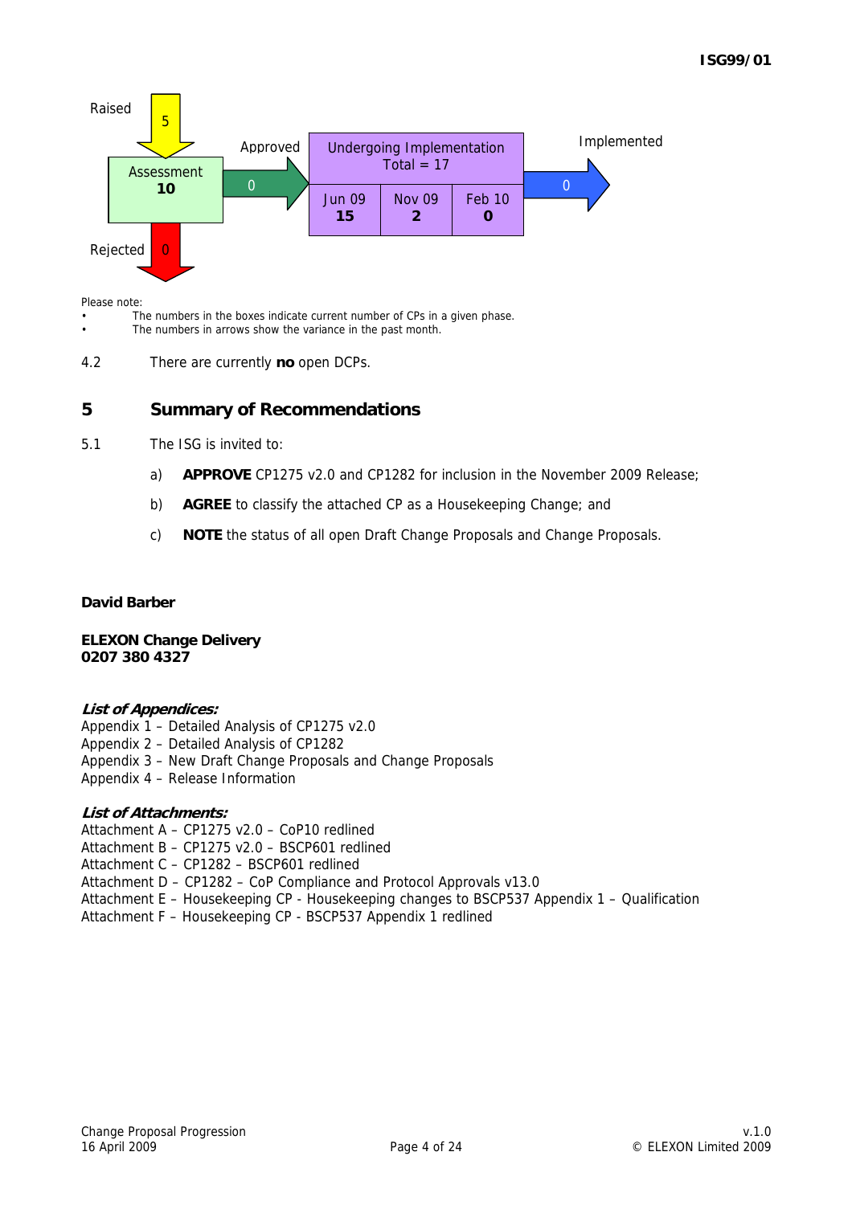Raised 5

Assessment **10**

Approved 0

Undergoing Implementation Total = 17

| Jun 09 | Nov 09 | Feb 10 |
|---|---|---|
| **15** | **2** | **0** |

Implemented 0

Rejected 0

Please note:

- The numbers in the boxes indicate current number of CPs in a given phase.
- The numbers in arrows show the variance in the past month.

4.2 There are currently **no** open DCPs.

# 5 Summary of Recommendations

5.1 The ISG is invited to:

a) **APPROVE** CP1275 v2.0 and CP1282 for inclusion in the November 2009 Release;

b) **AGREE** to classify the attached CP as a Housekeeping Change; and

c) **NOTE** the status of all open Draft Change Proposals and Change Proposals.

**David Barber**

**ELEXON Change Delivery**
**0207 380 4327**

***List of Appendices:***

Appendix 1 – Detailed Analysis of CP1275 v2.0
Appendix 2 – Detailed Analysis of CP1282
Appendix 3 – New Draft Change Proposals and Change Proposals
Appendix 4 – Release Information

***List of Attachments:***

Attachment A – CP1275 v2.0 – CoP10 redlined
Attachment B – CP1275 v2.0 – BSCP601 redlined
Attachment C – CP1282 – BSCP601 redlined
Attachment D – CP1282 – CoP Compliance and Protocol Approvals v13.0
Attachment E – Housekeeping CP - Housekeeping changes to BSCP537 Appendix 1 – Qualification
Attachment F – Housekeeping CP - BSCP537 Appendix 1 redlined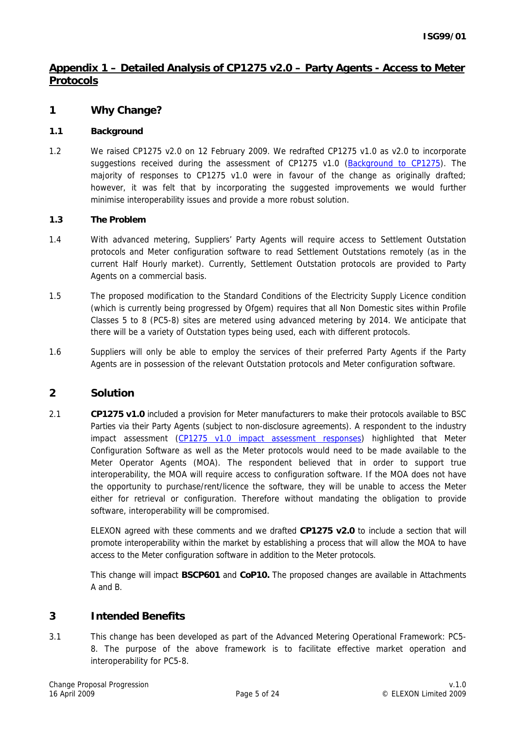## Appendix 1 – Detailed Analysis of CP1275 v2.0 – Party Agents - Access to Meter Protocols

## 1 Why Change?

### 1.1 Background

1.2 We raised CP1275 v2.0 on 12 February 2009. We redrafted CP1275 v1.0 as v2.0 to incorporate suggestions received during the assessment of CP1275 v1.0 (Background to CP1275). The majority of responses to CP1275 v1.0 were in favour of the change as originally drafted; however, it was felt that by incorporating the suggested improvements we would further minimise interoperability issues and provide a more robust solution.

### 1.3 The Problem

1.4 With advanced metering, Suppliers' Party Agents will require access to Settlement Outstation protocols and Meter configuration software to read Settlement Outstations remotely (as in the current Half Hourly market). Currently, Settlement Outstation protocols are provided to Party Agents on a commercial basis.

1.5 The proposed modification to the Standard Conditions of the Electricity Supply Licence condition (which is currently being progressed by Ofgem) requires that all Non Domestic sites within Profile Classes 5 to 8 (PC5-8) sites are metered using advanced metering by 2014. We anticipate that there will be a variety of Outstation types being used, each with different protocols.

1.6 Suppliers will only be able to employ the services of their preferred Party Agents if the Party Agents are in possession of the relevant Outstation protocols and Meter configuration software.

## 2 Solution

2.1 **CP1275 v1.0** included a provision for Meter manufacturers to make their protocols available to BSC Parties via their Party Agents (subject to non-disclosure agreements). A respondent to the industry impact assessment (CP1275 v1.0 impact assessment responses) highlighted that Meter Configuration Software as well as the Meter protocols would need to be made available to the Meter Operator Agents (MOA). The respondent believed that in order to support true interoperability, the MOA will require access to configuration software. If the MOA does not have the opportunity to purchase/rent/licence the software, they will be unable to access the Meter either for retrieval or configuration. Therefore without mandating the obligation to provide software, interoperability will be compromised.

ELEXON agreed with these comments and we drafted **CP1275 v2.0** to include a section that will promote interoperability within the market by establishing a process that will allow the MOA to have access to the Meter configuration software in addition to the Meter protocols.

This change will impact **BSCP601** and **CoP10.** The proposed changes are available in Attachments A and B.

## 3 Intended Benefits

3.1 This change has been developed as part of the Advanced Metering Operational Framework: PC5-8. The purpose of the above framework is to facilitate effective market operation and interoperability for PC5-8.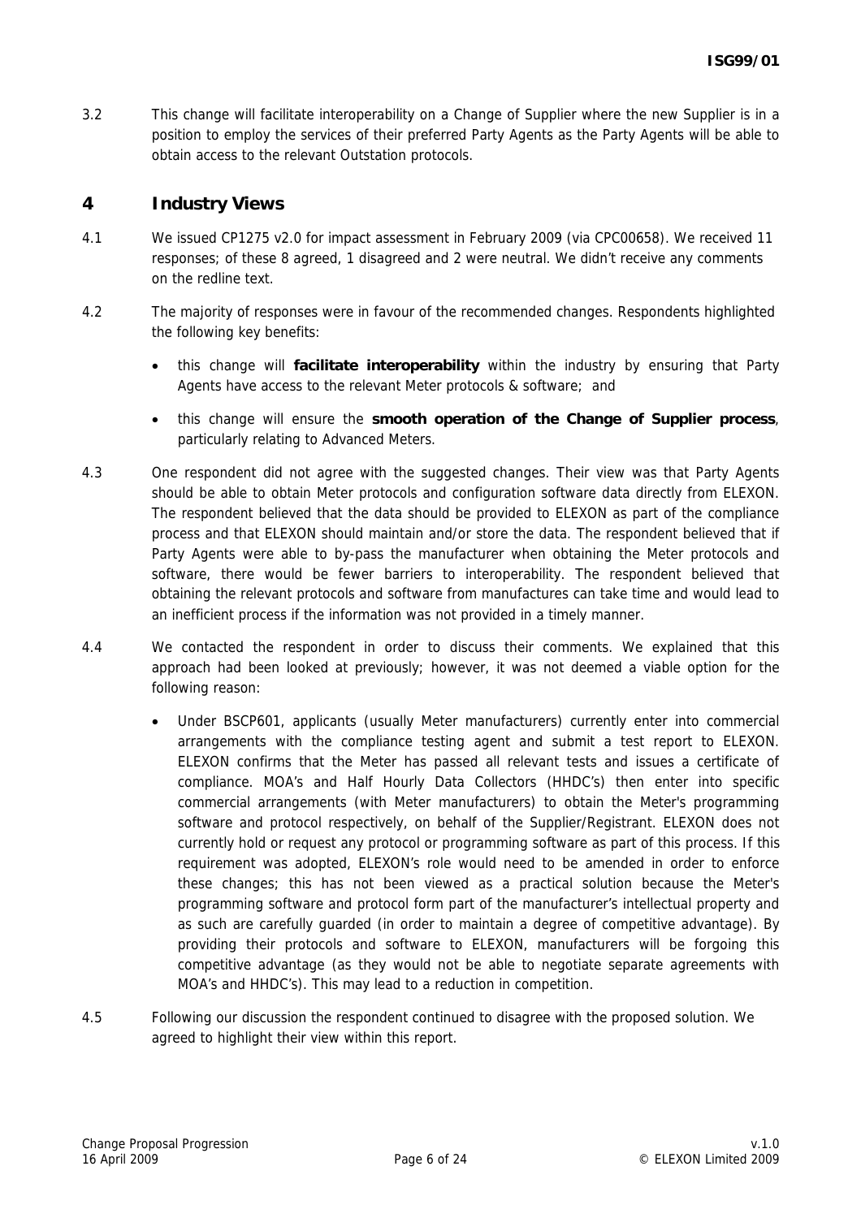3.2 This change will facilitate interoperability on a Change of Supplier where the new Supplier is in a position to employ the services of their preferred Party Agents as the Party Agents will be able to obtain access to the relevant Outstation protocols.

## 4 Industry Views

4.1 We issued CP1275 v2.0 for impact assessment in February 2009 (via CPC00658). We received 11 responses; of these 8 agreed, 1 disagreed and 2 were neutral. We didn't receive any comments on the redline text.

4.2 The majority of responses were in favour of the recommended changes. Respondents highlighted the following key benefits:

- this change will **facilitate interoperability** within the industry by ensuring that Party Agents have access to the relevant Meter protocols & software; and
- this change will ensure the **smooth operation of the Change of Supplier process**, particularly relating to Advanced Meters.

4.3 One respondent did not agree with the suggested changes. Their view was that Party Agents should be able to obtain Meter protocols and configuration software data directly from ELEXON. The respondent believed that the data should be provided to ELEXON as part of the compliance process and that ELEXON should maintain and/or store the data. The respondent believed that if Party Agents were able to by-pass the manufacturer when obtaining the Meter protocols and software, there would be fewer barriers to interoperability. The respondent believed that obtaining the relevant protocols and software from manufactures can take time and would lead to an inefficient process if the information was not provided in a timely manner.

4.4 We contacted the respondent in order to discuss their comments. We explained that this approach had been looked at previously; however, it was not deemed a viable option for the following reason:

- Under BSCP601, applicants (usually Meter manufacturers) currently enter into commercial arrangements with the compliance testing agent and submit a test report to ELEXON. ELEXON confirms that the Meter has passed all relevant tests and issues a certificate of compliance. MOA's and Half Hourly Data Collectors (HHDC's) then enter into specific commercial arrangements (with Meter manufacturers) to obtain the Meter's programming software and protocol respectively, on behalf of the Supplier/Registrant. ELEXON does not currently hold or request any protocol or programming software as part of this process. If this requirement was adopted, ELEXON's role would need to be amended in order to enforce these changes; this has not been viewed as a practical solution because the Meter's programming software and protocol form part of the manufacturer's intellectual property and as such are carefully guarded (in order to maintain a degree of competitive advantage). By providing their protocols and software to ELEXON, manufacturers will be forgoing this competitive advantage (as they would not be able to negotiate separate agreements with MOA's and HHDC's). This may lead to a reduction in competition.

4.5 Following our discussion the respondent continued to disagree with the proposed solution. We agreed to highlight their view within this report.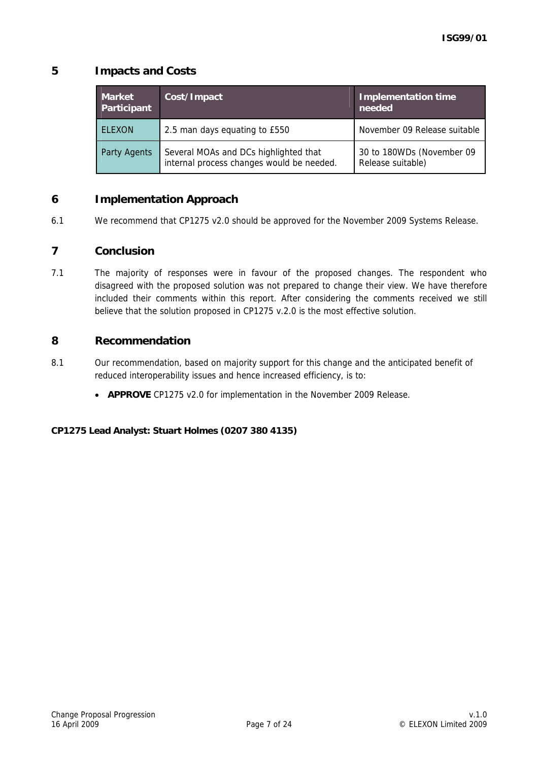## 5 Impacts and Costs

| Market Participant | Cost/Impact | Implementation time needed |
|---|---|---|
| ELEXON | 2.5 man days equating to £550 | November 09 Release suitable |
| Party Agents | Several MOAs and DCs highlighted that internal process changes would be needed. | 30 to 180WDs (November 09 Release suitable) |

## 6 Implementation Approach

6.1 We recommend that CP1275 v2.0 should be approved for the November 2009 Systems Release.

## 7 Conclusion

7.1 The majority of responses were in favour of the proposed changes. The respondent who disagreed with the proposed solution was not prepared to change their view. We have therefore included their comments within this report. After considering the comments received we still believe that the solution proposed in CP1275 v.2.0 is the most effective solution.

## 8 Recommendation

8.1 Our recommendation, based on majority support for this change and the anticipated benefit of reduced interoperability issues and hence increased efficiency, is to:

- **APPROVE** CP1275 v2.0 for implementation in the November 2009 Release.

**CP1275 Lead Analyst: Stuart Holmes (0207 380 4135)**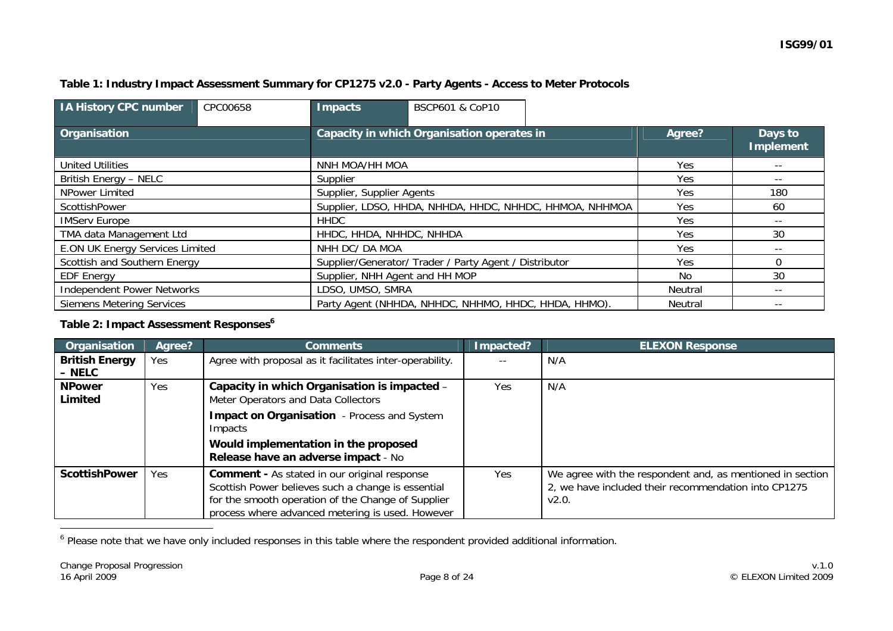**Table 1: Industry Impact Assessment Summary for CP1275 v2.0 - Party Agents - Access to Meter Protocols**

| IA History CPC number | CPC00658 | Impacts | BSCP601 & CoP10 |
|---|---|---|---|

| Organisation | Capacity in which Organisation operates in | Agree? | Days to Implement |
|---|---|---|---|
| United Utilities | NNH MOA/HH MOA | Yes | -- |
| British Energy – NELC | Supplier | Yes | -- |
| NPower Limited | Supplier, Supplier Agents | Yes | 180 |
| ScottishPower | Supplier, LDSO, HHDA, NHHDA, HHDC, NHHDC, HHMOA, NHHMOA | Yes | 60 |
| IMServ Europe | HHDC | Yes | -- |
| TMA data Management Ltd | HHDC, HHDA, NHHDC, NHHDA | Yes | 30 |
| E.ON UK Energy Services Limited | NHH DC/ DA MOA | Yes | -- |
| Scottish and Southern Energy | Supplier/Generator/ Trader / Party Agent / Distributor | Yes | 0 |
| EDF Energy | Supplier, NHH Agent and HH MOP | No | 30 |
| Independent Power Networks | LDSO, UMSO, SMRA | Neutral | -- |
| Siemens Metering Services | Party Agent (NHHDA, NHHDC, NHHMO, HHDC, HHDA, HHMO). | Neutral | -- |

**Table 2: Impact Assessment Responses[6]**

| Organisation | Agree? | Comments | Impacted? | ELEXON Response |
|---|---|---|---|---|
| **British Energy – NELC** | Yes | Agree with proposal as it facilitates inter-operability. | -- | N/A |
| **NPower Limited** | Yes | **Capacity in which Organisation is impacted** – Meter Operators and Data Collectors<br><br>**Impact on Organisation** - Process and System Impacts<br><br>**Would implementation in the proposed Release have an adverse impact** - No | Yes | N/A |
| **ScottishPower** | Yes | **Comment -** As stated in our original response Scottish Power believes such a change is essential for the smooth operation of the Change of Supplier process where advanced metering is used. However | Yes | We agree with the respondent and, as mentioned in section 2, we have included their recommendation into CP1275 v2.0. |

[6] Please note that we have only included responses in this table where the respondent provided additional information.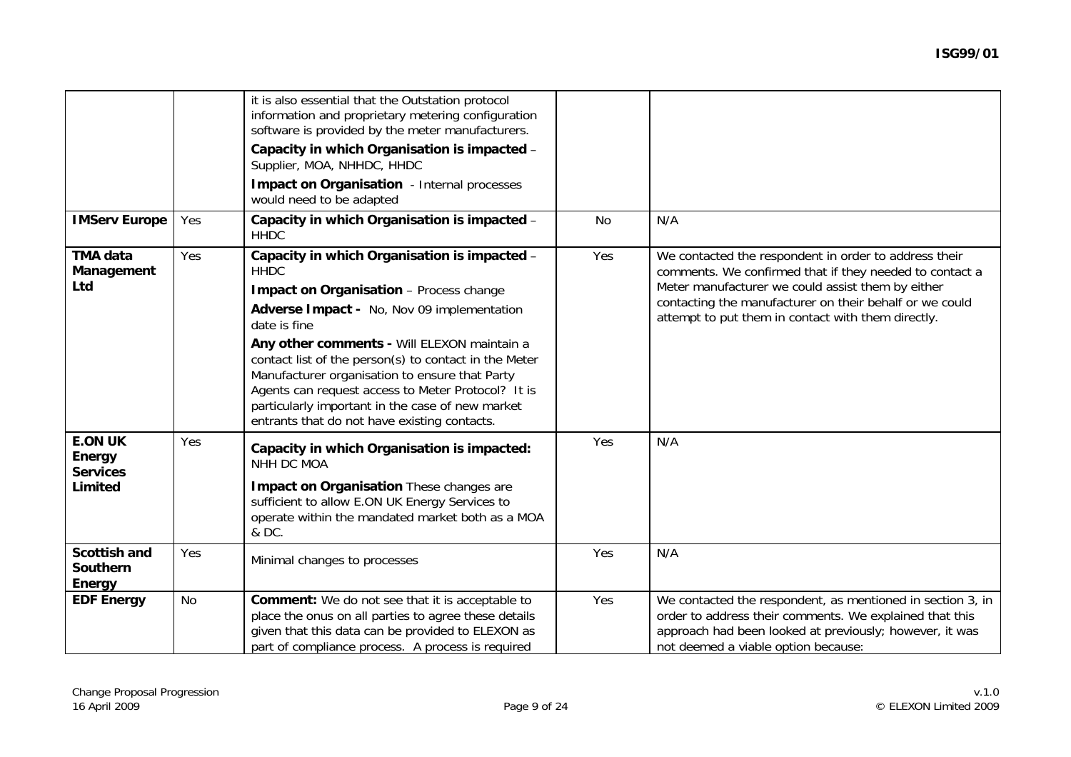| | | | | |
|---|---|---|---|---|
| | | it is also essential that the Outstation protocol information and proprietary metering configuration software is provided by the meter manufacturers.<br>**Capacity in which Organisation is impacted** – Supplier, MOA, NHHDC, HHDC<br>**Impact on Organisation** - Internal processes would need to be adapted | | |
| **IMServ Europe** | Yes | **Capacity in which Organisation is impacted** – HHDC | No | N/A |
| **TMA data Management Ltd** | Yes | **Capacity in which Organisation is impacted** – HHDC<br>**Impact on Organisation** – Process change<br>**Adverse Impact -** No, Nov 09 implementation date is fine<br>**Any other comments -** Will ELEXON maintain a contact list of the person(s) to contact in the Meter Manufacturer organisation to ensure that Party Agents can request access to Meter Protocol? It is particularly important in the case of new market entrants that do not have existing contacts. | Yes | We contacted the respondent in order to address their comments. We confirmed that if they needed to contact a Meter manufacturer we could assist them by either contacting the manufacturer on their behalf or we could attempt to put them in contact with them directly. |
| **E.ON UK Energy Services Limited** | Yes | **Capacity in which Organisation is impacted:** NHH DC MOA<br>**Impact on Organisation** These changes are sufficient to allow E.ON UK Energy Services to operate within the mandated market both as a MOA & DC. | Yes | N/A |
| **Scottish and Southern Energy** | Yes | Minimal changes to processes | Yes | N/A |
| **EDF Energy** | No | **Comment:** We do not see that it is acceptable to place the onus on all parties to agree these details given that this data can be provided to ELEXON as part of compliance process. A process is required | Yes | We contacted the respondent, as mentioned in section 3, in order to address their comments. We explained that this approach had been looked at previously; however, it was not deemed a viable option because: |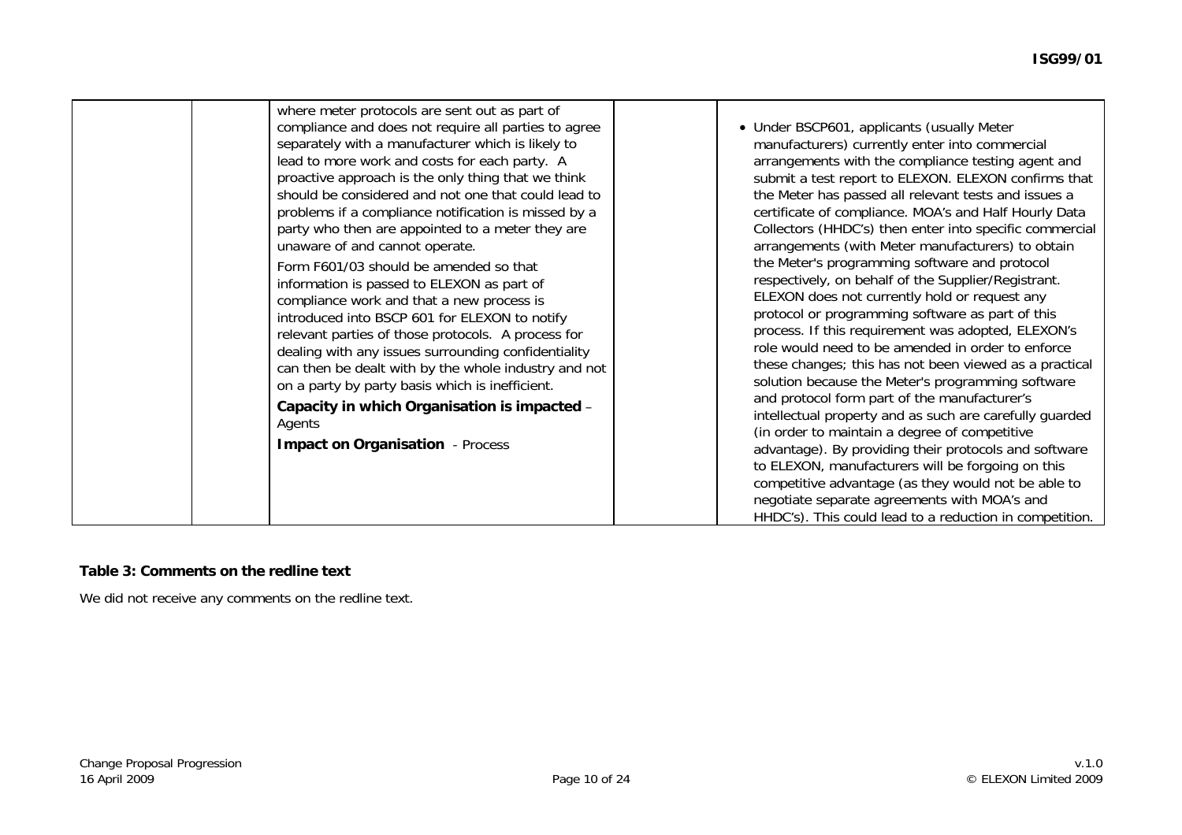| | | where meter protocols are sent out as part of compliance and does not require all parties to agree separately with a manufacturer which is likely to lead to more work and costs for each party. A proactive approach is the only thing that we think should be considered and not one that could lead to problems if a compliance notification is missed by a party who then are appointed to a meter they are unaware of and cannot operate.<br><br>Form F601/03 should be amended so that information is passed to ELEXON as part of compliance work and that a new process is introduced into BSCP 601 for ELEXON to notify relevant parties of those protocols. A process for dealing with any issues surrounding confidentiality can then be dealt with by the whole industry and not on a party by party basis which is inefficient.<br><br>**Capacity in which Organisation is impacted** – Agents<br><br>**Impact on Organisation** - Process | | • Under BSCP601, applicants (usually Meter manufacturers) currently enter into commercial arrangements with the compliance testing agent and submit a test report to ELEXON. ELEXON confirms that the Meter has passed all relevant tests and issues a certificate of compliance. MOA's and Half Hourly Data Collectors (HHDC's) then enter into specific commercial arrangements (with Meter manufacturers) to obtain the Meter's programming software and protocol respectively, on behalf of the Supplier/Registrant. ELEXON does not currently hold or request any protocol or programming software as part of this process. If this requirement was adopted, ELEXON's role would need to be amended in order to enforce these changes; this has not been viewed as a practical solution because the Meter's programming software and protocol form part of the manufacturer's intellectual property and as such are carefully guarded (in order to maintain a degree of competitive advantage). By providing their protocols and software to ELEXON, manufacturers will be forgoing on this competitive advantage (as they would not be able to negotiate separate agreements with MOA's and HHDC's). This could lead to a reduction in competition. |
|---|---|---|---|---|

**Table 3: Comments on the redline text**

We did not receive any comments on the redline text.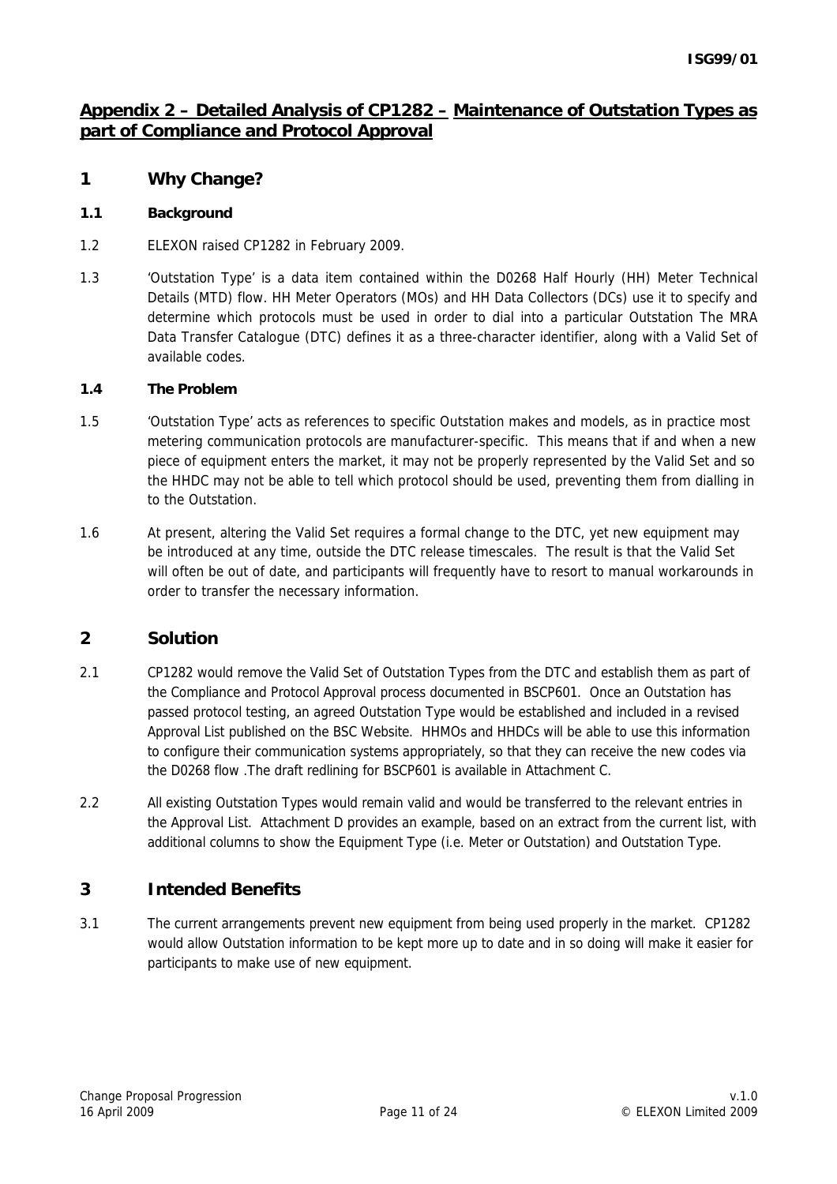## Appendix 2 – Detailed Analysis of CP1282 – Maintenance of Outstation Types as part of Compliance and Protocol Approval

## 1 Why Change?

### 1.1 Background

1.2 ELEXON raised CP1282 in February 2009.

1.3 'Outstation Type' is a data item contained within the D0268 Half Hourly (HH) Meter Technical Details (MTD) flow. HH Meter Operators (MOs) and HH Data Collectors (DCs) use it to specify and determine which protocols must be used in order to dial into a particular Outstation The MRA Data Transfer Catalogue (DTC) defines it as a three-character identifier, along with a Valid Set of available codes.

### 1.4 The Problem

1.5 'Outstation Type' acts as references to specific Outstation makes and models, as in practice most metering communication protocols are manufacturer-specific. This means that if and when a new piece of equipment enters the market, it may not be properly represented by the Valid Set and so the HHDC may not be able to tell which protocol should be used, preventing them from dialling in to the Outstation.

1.6 At present, altering the Valid Set requires a formal change to the DTC, yet new equipment may be introduced at any time, outside the DTC release timescales. The result is that the Valid Set will often be out of date, and participants will frequently have to resort to manual workarounds in order to transfer the necessary information.

## 2 Solution

2.1 CP1282 would remove the Valid Set of Outstation Types from the DTC and establish them as part of the Compliance and Protocol Approval process documented in BSCP601. Once an Outstation has passed protocol testing, an agreed Outstation Type would be established and included in a revised Approval List published on the BSC Website. HHMOs and HHDCs will be able to use this information to configure their communication systems appropriately, so that they can receive the new codes via the D0268 flow .The draft redlining for BSCP601 is available in Attachment C.

2.2 All existing Outstation Types would remain valid and would be transferred to the relevant entries in the Approval List. Attachment D provides an example, based on an extract from the current list, with additional columns to show the Equipment Type (i.e. Meter or Outstation) and Outstation Type.

## 3 Intended Benefits

3.1 The current arrangements prevent new equipment from being used properly in the market. CP1282 would allow Outstation information to be kept more up to date and in so doing will make it easier for participants to make use of new equipment.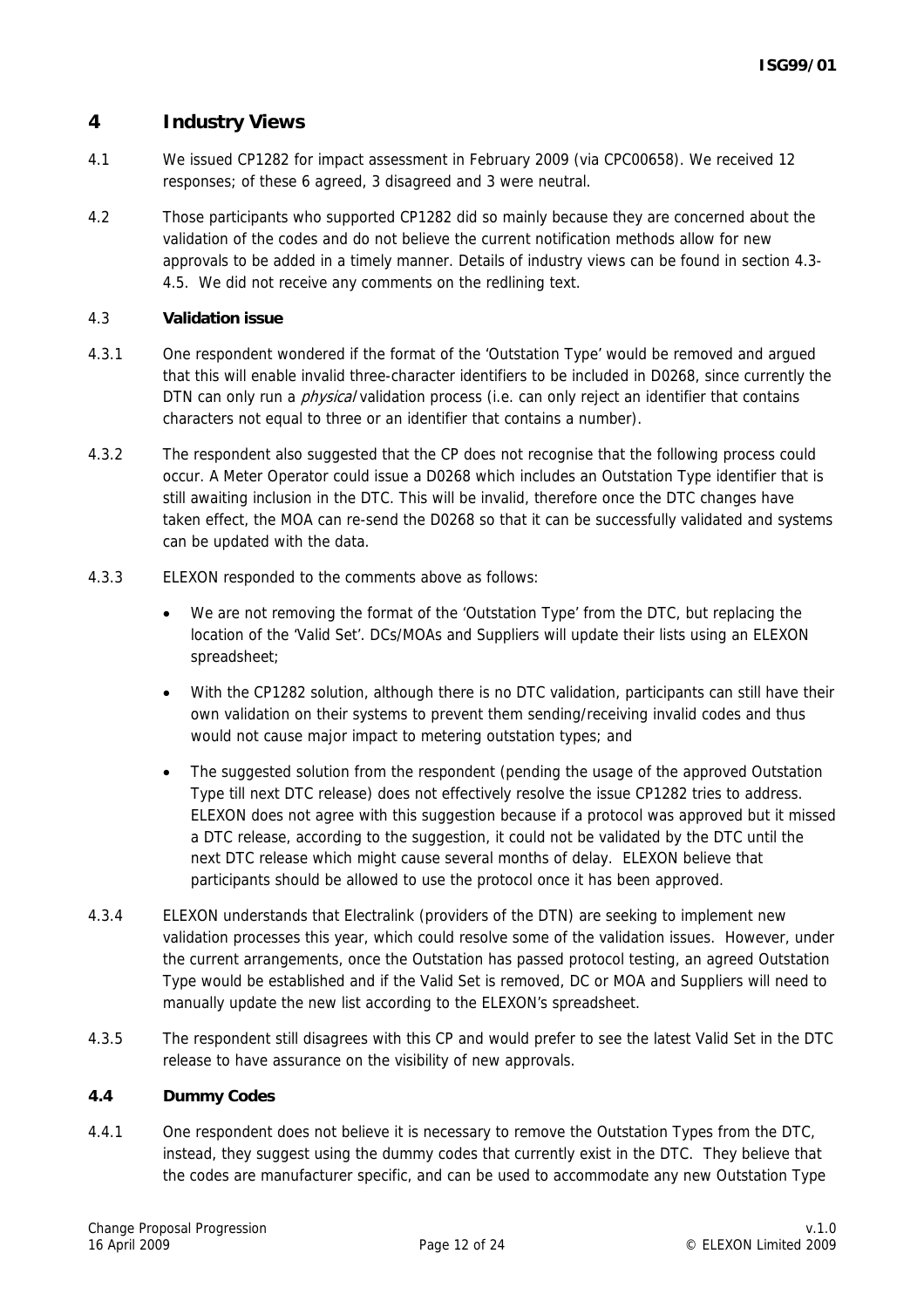## 4 Industry Views

4.1 We issued CP1282 for impact assessment in February 2009 (via CPC00658). We received 12 responses; of these 6 agreed, 3 disagreed and 3 were neutral.

4.2 Those participants who supported CP1282 did so mainly because they are concerned about the validation of the codes and do not believe the current notification methods allow for new approvals to be added in a timely manner. Details of industry views can be found in section 4.3-4.5. We did not receive any comments on the redlining text.

### 4.3 Validation issue

4.3.1 One respondent wondered if the format of the 'Outstation Type' would be removed and argued that this will enable invalid three-character identifiers to be included in D0268, since currently the DTN can only run a *physical* validation process (i.e. can only reject an identifier that contains characters not equal to three or an identifier that contains a number).

4.3.2 The respondent also suggested that the CP does not recognise that the following process could occur. A Meter Operator could issue a D0268 which includes an Outstation Type identifier that is still awaiting inclusion in the DTC. This will be invalid, therefore once the DTC changes have taken effect, the MOA can re-send the D0268 so that it can be successfully validated and systems can be updated with the data.

4.3.3 ELEXON responded to the comments above as follows:

- We are not removing the format of the 'Outstation Type' from the DTC, but replacing the location of the 'Valid Set'. DCs/MOAs and Suppliers will update their lists using an ELEXON spreadsheet;
- With the CP1282 solution, although there is no DTC validation, participants can still have their own validation on their systems to prevent them sending/receiving invalid codes and thus would not cause major impact to metering outstation types; and
- The suggested solution from the respondent (pending the usage of the approved Outstation Type till next DTC release) does not effectively resolve the issue CP1282 tries to address. ELEXON does not agree with this suggestion because if a protocol was approved but it missed a DTC release, according to the suggestion, it could not be validated by the DTC until the next DTC release which might cause several months of delay. ELEXON believe that participants should be allowed to use the protocol once it has been approved.

4.3.4 ELEXON understands that Electralink (providers of the DTN) are seeking to implement new validation processes this year, which could resolve some of the validation issues. However, under the current arrangements, once the Outstation has passed protocol testing, an agreed Outstation Type would be established and if the Valid Set is removed, DC or MOA and Suppliers will need to manually update the new list according to the ELEXON's spreadsheet.

4.3.5 The respondent still disagrees with this CP and would prefer to see the latest Valid Set in the DTC release to have assurance on the visibility of new approvals.

### 4.4 Dummy Codes

4.4.1 One respondent does not believe it is necessary to remove the Outstation Types from the DTC, instead, they suggest using the dummy codes that currently exist in the DTC. They believe that the codes are manufacturer specific, and can be used to accommodate any new Outstation Type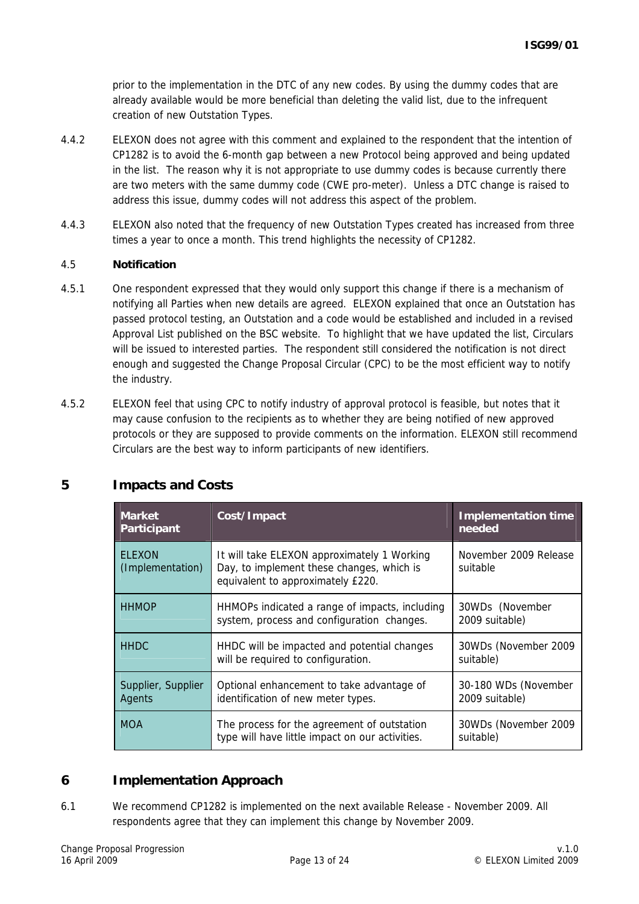prior to the implementation in the DTC of any new codes. By using the dummy codes that are already available would be more beneficial than deleting the valid list, due to the infrequent creation of new Outstation Types.

4.4.2 ELEXON does not agree with this comment and explained to the respondent that the intention of CP1282 is to avoid the 6-month gap between a new Protocol being approved and being updated in the list. The reason why it is not appropriate to use dummy codes is because currently there are two meters with the same dummy code (CWE pro-meter). Unless a DTC change is raised to address this issue, dummy codes will not address this aspect of the problem.

4.4.3 ELEXON also noted that the frequency of new Outstation Types created has increased from three times a year to once a month. This trend highlights the necessity of CP1282.

4.5 **Notification**

4.5.1 One respondent expressed that they would only support this change if there is a mechanism of notifying all Parties when new details are agreed. ELEXON explained that once an Outstation has passed protocol testing, an Outstation and a code would be established and included in a revised Approval List published on the BSC website. To highlight that we have updated the list, Circulars will be issued to interested parties. The respondent still considered the notification is not direct enough and suggested the Change Proposal Circular (CPC) to be the most efficient way to notify the industry.

4.5.2 ELEXON feel that using CPC to notify industry of approval protocol is feasible, but notes that it may cause confusion to the recipients as to whether they are being notified of new approved protocols or they are supposed to provide comments on the information. ELEXON still recommend Circulars are the best way to inform participants of new identifiers.

## 5 Impacts and Costs

| Market Participant | Cost/Impact | Implementation time needed |
|---|---|---|
| ELEXON (Implementation) | It will take ELEXON approximately 1 Working Day, to implement these changes, which is equivalent to approximately £220. | November 2009 Release suitable |
| HHMOP | HHMOPs indicated a range of impacts, including system, process and configuration changes. | 30WDs (November 2009 suitable) |
| HHDC | HHDC will be impacted and potential changes will be required to configuration. | 30WDs (November 2009 suitable) |
| Supplier, Supplier Agents | Optional enhancement to take advantage of identification of new meter types. | 30-180 WDs (November 2009 suitable) |
| MOA | The process for the agreement of outstation type will have little impact on our activities. | 30WDs (November 2009 suitable) |

## 6 Implementation Approach

6.1 We recommend CP1282 is implemented on the next available Release - November 2009. All respondents agree that they can implement this change by November 2009.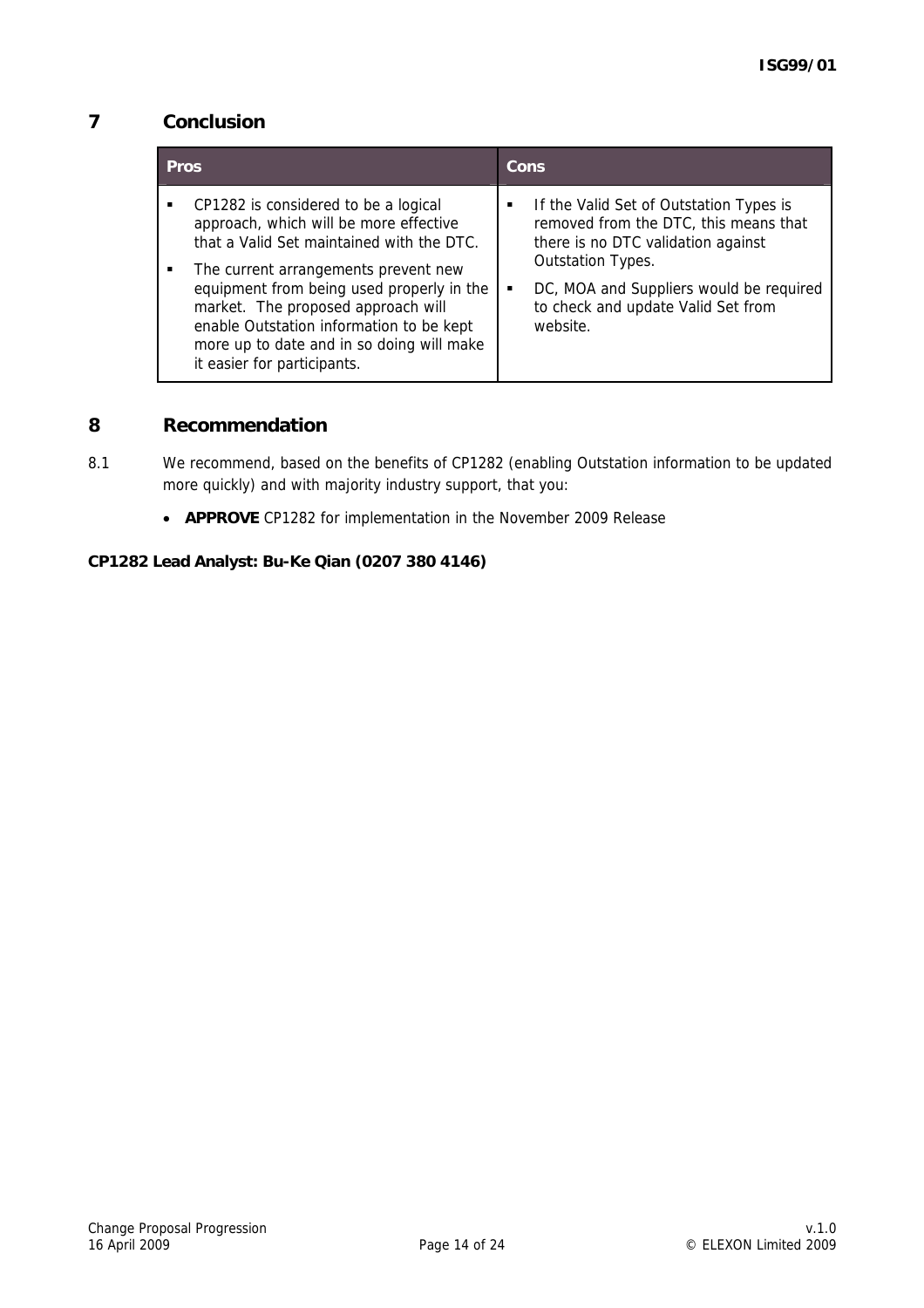## 7 Conclusion

| Pros | Cons |
| --- | --- |
| ▪ CP1282 is considered to be a logical approach, which will be more effective that a Valid Set maintained with the DTC.<br>▪ The current arrangements prevent new equipment from being used properly in the market. The proposed approach will enable Outstation information to be kept more up to date and in so doing will make it easier for participants. | ▪ If the Valid Set of Outstation Types is removed from the DTC, this means that there is no DTC validation against Outstation Types.<br>▪ DC, MOA and Suppliers would be required to check and update Valid Set from website. |

## 8 Recommendation

8.1 We recommend, based on the benefits of CP1282 (enabling Outstation information to be updated more quickly) and with majority industry support, that you:

- **APPROVE** CP1282 for implementation in the November 2009 Release

**CP1282 Lead Analyst: Bu-Ke Qian (0207 380 4146)**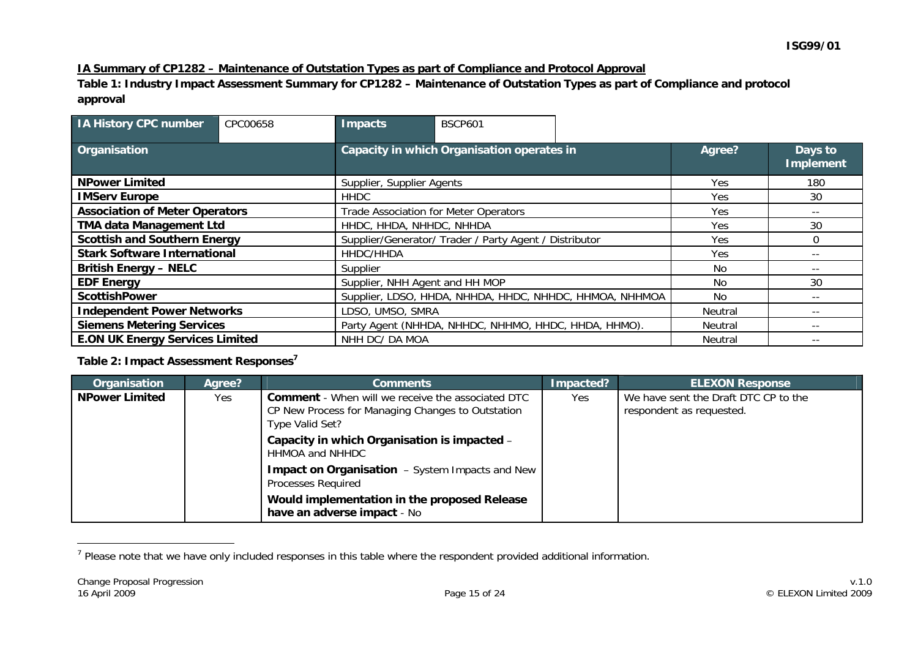**IA Summary of CP1282 – Maintenance of Outstation Types as part of Compliance and Protocol Approval**

**Table 1: Industry Impact Assessment Summary for CP1282 – Maintenance of Outstation Types as part of Compliance and protocol approval**

| IA History CPC number | CPC00658 | Impacts | BSCP601 |
|---|---|---|---|

| Organisation | Capacity in which Organisation operates in | Agree? | Days to Implement |
|---|---|---|---|
| **NPower Limited** | Supplier, Supplier Agents | Yes | 180 |
| **IMServ Europe** | HHDC | Yes | 30 |
| **Association of Meter Operators** | Trade Association for Meter Operators | Yes | -- |
| **TMA data Management Ltd** | HHDC, HHDA, NHHDC, NHHDA | Yes | 30 |
| **Scottish and Southern Energy** | Supplier/Generator/ Trader / Party Agent / Distributor | Yes | 0 |
| **Stark Software International** | HHDC/HHDA | Yes | -- |
| **British Energy – NELC** | Supplier | No | -- |
| **EDF Energy** | Supplier, NHH Agent and HH MOP | No | 30 |
| **ScottishPower** | Supplier, LDSO, HHDA, NHHDA, HHDC, NHHDC, HHMOA, NHHMOA | No | -- |
| **Independent Power Networks** | LDSO, UMSO, SMRA | Neutral | -- |
| **Siemens Metering Services** | Party Agent (NHHDA, NHHDC, NHHMO, HHDC, HHDA, HHMO). | Neutral | -- |
| **E.ON UK Energy Services Limited** | NHH DC/ DA MOA | Neutral | -- |

**Table 2: Impact Assessment Responses[7]**

| Organisation | Agree? | Comments | Impacted? | ELEXON Response |
|---|---|---|---|---|
| **NPower Limited** | Yes | **Comment** - When will we receive the associated DTC CP New Process for Managing Changes to Outstation Type Valid Set?<br>**Capacity in which Organisation is impacted** – HHMOA and NHHDC<br>**Impact on Organisation** – System Impacts and New Processes Required<br>**Would implementation in the proposed Release have an adverse impact** - No | Yes | We have sent the Draft DTC CP to the respondent as requested. |

[7] Please note that we have only included responses in this table where the respondent provided additional information.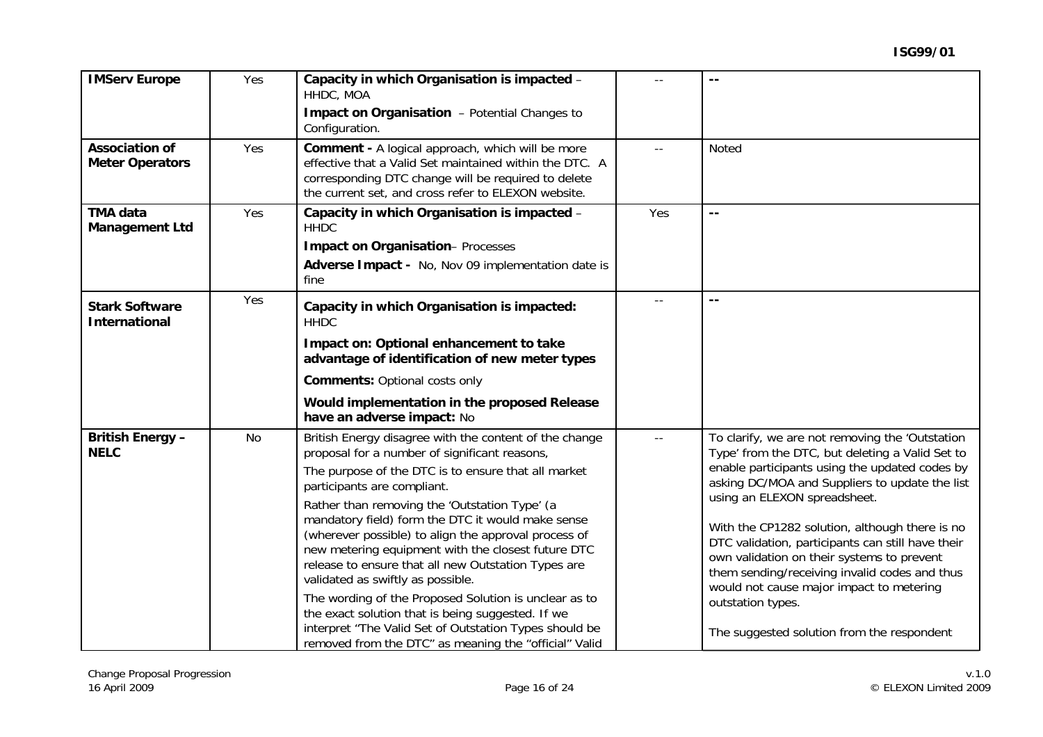| | | | | |
|---|---|---|---|---|
| **IMServ Europe** | Yes | **Capacity in which Organisation is impacted** – HHDC, MOA<br>**Impact on Organisation** – Potential Changes to Configuration. | -- | -- |
| **Association of Meter Operators** | Yes | **Comment -** A logical approach, which will be more effective that a Valid Set maintained within the DTC. A corresponding DTC change will be required to delete the current set, and cross refer to ELEXON website. | -- | Noted |
| **TMA data Management Ltd** | Yes | **Capacity in which Organisation is impacted** – HHDC<br>**Impact on Organisation**– Processes<br>**Adverse Impact -** No, Nov 09 implementation date is fine | Yes | -- |
| **Stark Software International** | Yes | **Capacity in which Organisation is impacted:** HHDC<br>**Impact on: Optional enhancement to take advantage of identification of new meter types**<br>**Comments:** Optional costs only<br>**Would implementation in the proposed Release have an adverse impact:** No | -- | -- |
| **British Energy – NELC** | No | British Energy disagree with the content of the change proposal for a number of significant reasons,<br>The purpose of the DTC is to ensure that all market participants are compliant.<br>Rather than removing the 'Outstation Type' (a mandatory field) form the DTC it would make sense (wherever possible) to align the approval process of new metering equipment with the closest future DTC release to ensure that all new Outstation Types are validated as swiftly as possible.<br>The wording of the Proposed Solution is unclear as to the exact solution that is being suggested. If we interpret "The Valid Set of Outstation Types should be removed from the DTC" as meaning the "official" Valid | -- | To clarify, we are not removing the 'Outstation Type' from the DTC, but deleting a Valid Set to enable participants using the updated codes by asking DC/MOA and Suppliers to update the list using an ELEXON spreadsheet.<br><br>With the CP1282 solution, although there is no DTC validation, participants can still have their own validation on their systems to prevent them sending/receiving invalid codes and thus would not cause major impact to metering outstation types.<br><br>The suggested solution from the respondent |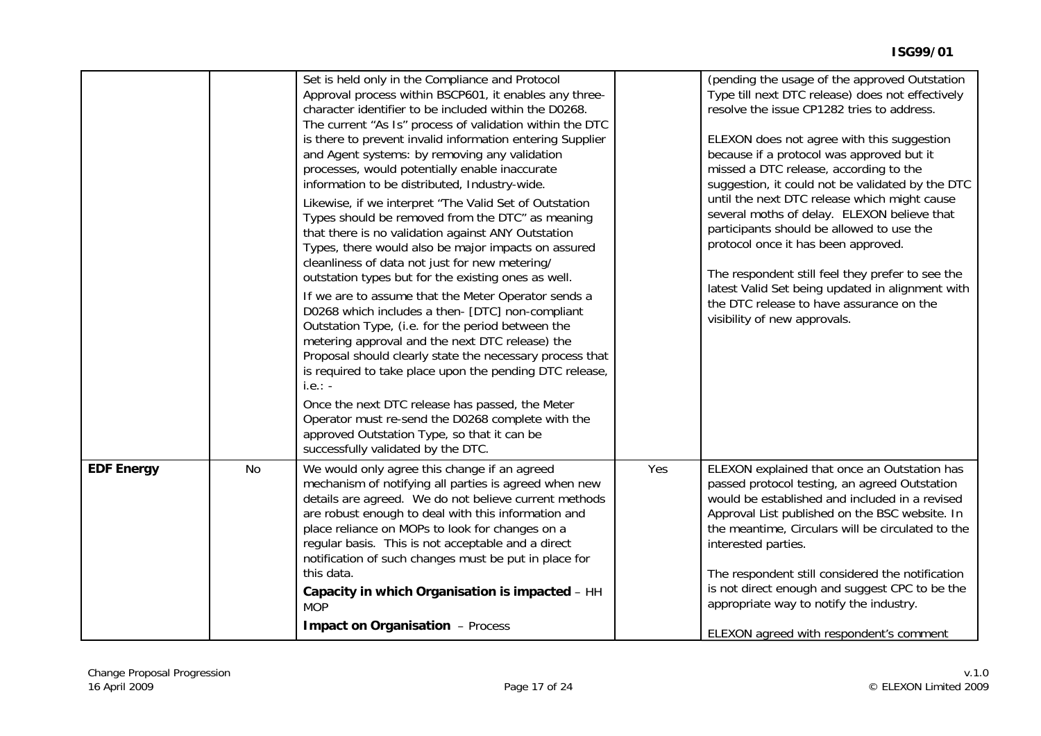| | | | | |
|---|---|---|---|---|
| | | Set is held only in the Compliance and Protocol Approval process within BSCP601, it enables any three-character identifier to be included within the D0268. The current "As Is" process of validation within the DTC is there to prevent invalid information entering Supplier and Agent systems: by removing any validation processes, would potentially enable inaccurate information to be distributed, Industry-wide.<br><br>Likewise, if we interpret "The Valid Set of Outstation Types should be removed from the DTC" as meaning that there is no validation against ANY Outstation Types, there would also be major impacts on assured cleanliness of data not just for new metering/ outstation types but for the existing ones as well.<br><br>If we are to assume that the Meter Operator sends a D0268 which includes a then- [DTC] non-compliant Outstation Type, (i.e. for the period between the metering approval and the next DTC release) the Proposal should clearly state the necessary process that is required to take place upon the pending DTC release, i.e.: -<br><br>Once the next DTC release has passed, the Meter Operator must re-send the D0268 complete with the approved Outstation Type, so that it can be successfully validated by the DTC. | | (pending the usage of the approved Outstation Type till next DTC release) does not effectively resolve the issue CP1282 tries to address.<br><br>ELEXON does not agree with this suggestion because if a protocol was approved but it missed a DTC release, according to the suggestion, it could not be validated by the DTC until the next DTC release which might cause several moths of delay. ELEXON believe that participants should be allowed to use the protocol once it has been approved.<br><br>The respondent still feel they prefer to see the latest Valid Set being updated in alignment with the DTC release to have assurance on the visibility of new approvals. |
| **EDF Energy** | No | We would only agree this change if an agreed mechanism of notifying all parties is agreed when new details are agreed. We do not believe current methods are robust enough to deal with this information and place reliance on MOPs to look for changes on a regular basis. This is not acceptable and a direct notification of such changes must be put in place for this data.<br><br>**Capacity in which Organisation is impacted** – HH MOP<br><br>**Impact on Organisation** – Process | Yes | ELEXON explained that once an Outstation has passed protocol testing, an agreed Outstation would be established and included in a revised Approval List published on the BSC website. In the meantime, Circulars will be circulated to the interested parties.<br><br>The respondent still considered the notification is not direct enough and suggest CPC to be the appropriate way to notify the industry.<br><br>ELEXON agreed with respondent's comment |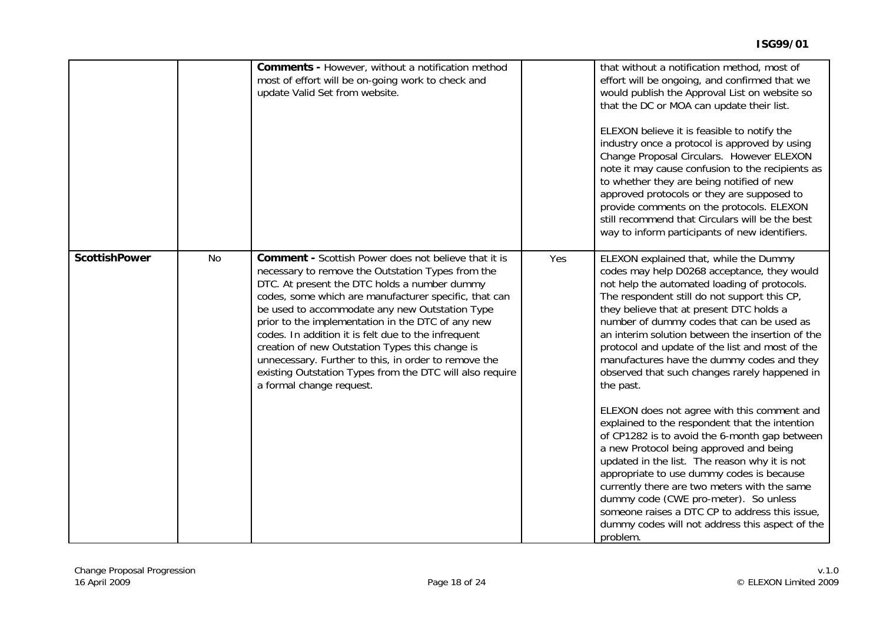| | | | | |
|---|---|---|---|---|
| | | **Comments -** However, without a notification method most of effort will be on-going work to check and update Valid Set from website. | | that without a notification method, most of effort will be ongoing, and confirmed that we would publish the Approval List on website so that the DC or MOA can update their list.<br><br>ELEXON believe it is feasible to notify the industry once a protocol is approved by using Change Proposal Circulars. However ELEXON note it may cause confusion to the recipients as to whether they are being notified of new approved protocols or they are supposed to provide comments on the protocols. ELEXON still recommend that Circulars will be the best way to inform participants of new identifiers. |
| **ScottishPower** | No | **Comment -** Scottish Power does not believe that it is necessary to remove the Outstation Types from the DTC. At present the DTC holds a number dummy codes, some which are manufacturer specific, that can be used to accommodate any new Outstation Type prior to the implementation in the DTC of any new codes. In addition it is felt due to the infrequent creation of new Outstation Types this change is unnecessary. Further to this, in order to remove the existing Outstation Types from the DTC will also require a formal change request. | Yes | ELEXON explained that, while the Dummy codes may help D0268 acceptance, they would not help the automated loading of protocols. The respondent still do not support this CP, they believe that at present DTC holds a number of dummy codes that can be used as an interim solution between the insertion of the protocol and update of the list and most of the manufactures have the dummy codes and they observed that such changes rarely happened in the past.<br><br>ELEXON does not agree with this comment and explained to the respondent that the intention of CP1282 is to avoid the 6-month gap between a new Protocol being approved and being updated in the list. The reason why it is not appropriate to use dummy codes is because currently there are two meters with the same dummy code (CWE pro-meter). So unless someone raises a DTC CP to address this issue, dummy codes will not address this aspect of the problem. |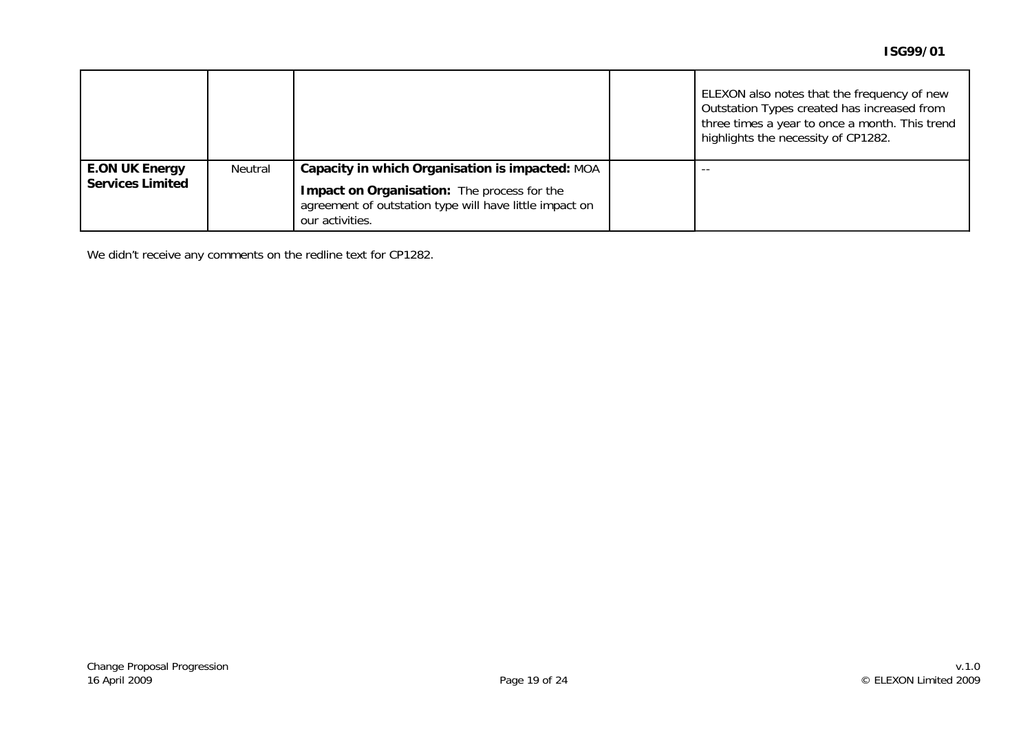| | | | | |
|---|---|---|---|---|
| | | | | ELEXON also notes that the frequency of new Outstation Types created has increased from three times a year to once a month. This trend highlights the necessity of CP1282. |
| **E.ON UK Energy Services Limited** | Neutral | **Capacity in which Organisation is impacted:** MOA<br>**Impact on Organisation:** The process for the agreement of outstation type will have little impact on our activities. | | -- |

We didn't receive any comments on the redline text for CP1282.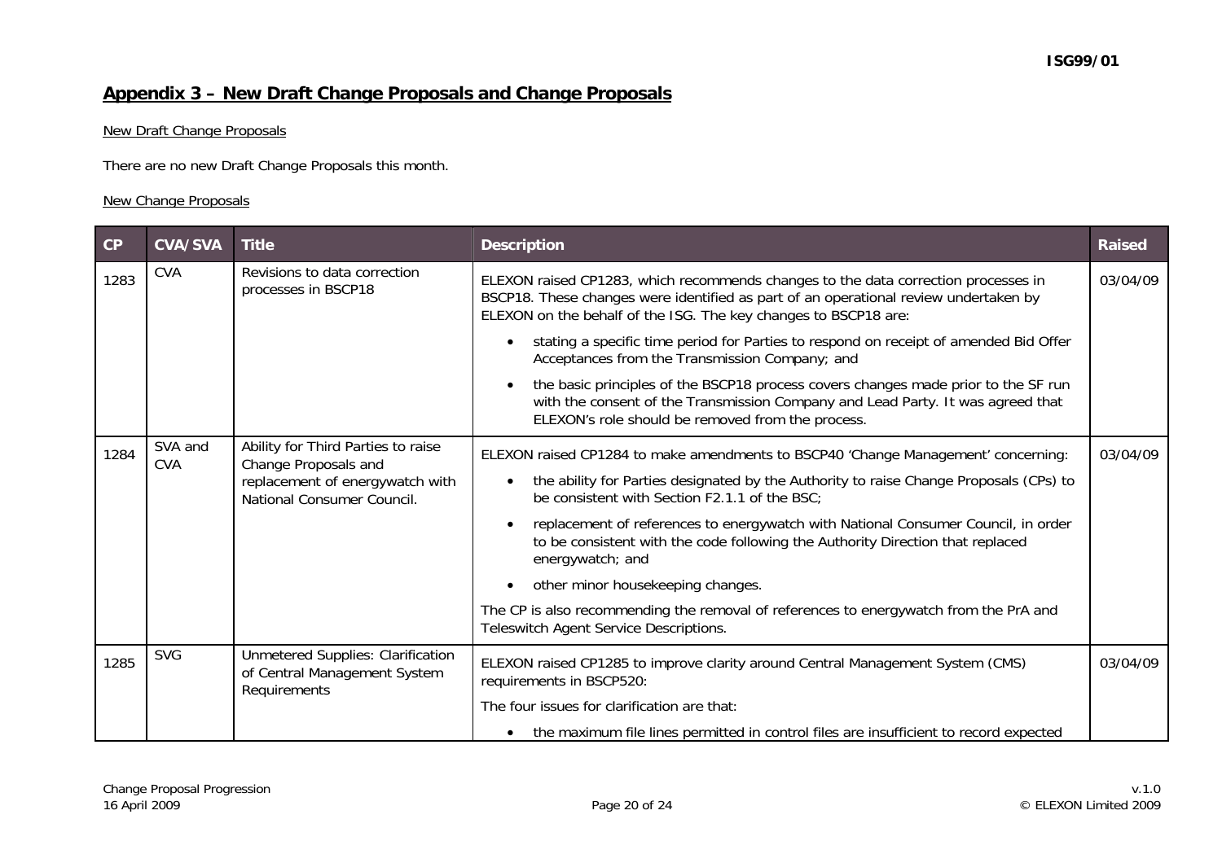## Appendix 3 – New Draft Change Proposals and Change Proposals

New Draft Change Proposals

There are no new Draft Change Proposals this month.

New Change Proposals

| CP | CVA/SVA | Title | Description | Raised |
|---|---|---|---|---|
| 1283 | CVA | Revisions to data correction processes in BSCP18 | ELEXON raised CP1283, which recommends changes to the data correction processes in BSCP18. These changes were identified as part of an operational review undertaken by ELEXON on the behalf of the ISG. The key changes to BSCP18 are:<br>• stating a specific time period for Parties to respond on receipt of amended Bid Offer Acceptances from the Transmission Company; and<br>• the basic principles of the BSCP18 process covers changes made prior to the SF run with the consent of the Transmission Company and Lead Party. It was agreed that ELEXON's role should be removed from the process. | 03/04/09 |
| 1284 | SVA and CVA | Ability for Third Parties to raise Change Proposals and replacement of energywatch with National Consumer Council. | ELEXON raised CP1284 to make amendments to BSCP40 'Change Management' concerning:<br>• the ability for Parties designated by the Authority to raise Change Proposals (CPs) to be consistent with Section F2.1.1 of the BSC;<br>• replacement of references to energywatch with National Consumer Council, in order to be consistent with the code following the Authority Direction that replaced energywatch; and<br>• other minor housekeeping changes.<br>The CP is also recommending the removal of references to energywatch from the PrA and Teleswitch Agent Service Descriptions. | 03/04/09 |
| 1285 | SVG | Unmetered Supplies: Clarification of Central Management System Requirements | ELEXON raised CP1285 to improve clarity around Central Management System (CMS) requirements in BSCP520:<br>The four issues for clarification are that:<br>• the maximum file lines permitted in control files are insufficient to record expected | 03/04/09 |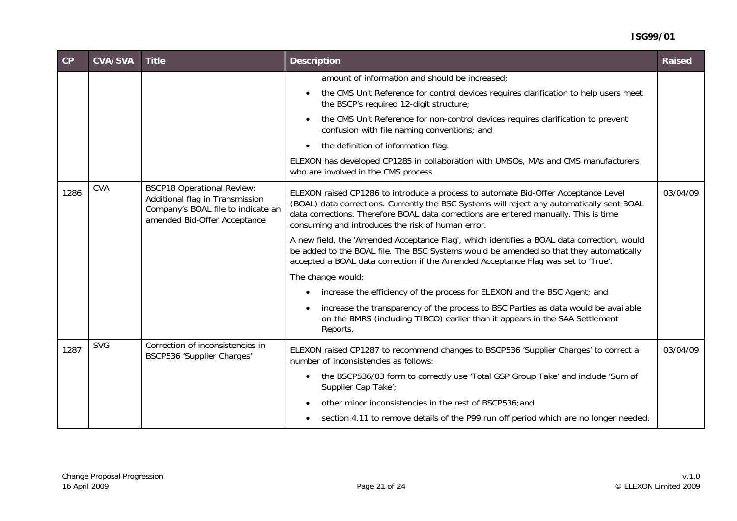| CP | CVA/SVA | Title | Description | Raised |
| --- | --- | --- | --- | --- |
| | | | amount of information and should be increased;<br>• the CMS Unit Reference for control devices requires clarification to help users meet the BSCP's required 12-digit structure;<br>• the CMS Unit Reference for non-control devices requires clarification to prevent confusion with file naming conventions; and<br>• the definition of information flag.<br>ELEXON has developed CP1285 in collaboration with UMSOs, MAs and CMS manufacturers who are involved in the CMS process. | |
| 1286 | CVA | BSCP18 Operational Review: Additional flag in Transmission Company's BOAL file to indicate an amended Bid-Offer Acceptance | ELEXON raised CP1286 to introduce a process to automate Bid-Offer Acceptance Level (BOAL) data corrections. Currently the BSC Systems will reject any automatically sent BOAL data corrections. Therefore BOAL data corrections are entered manually. This is time consuming and introduces the risk of human error.<br>A new field, the 'Amended Acceptance Flag', which identifies a BOAL data correction, would be added to the BOAL file. The BSC Systems would be amended so that they automatically accepted a BOAL data correction if the Amended Acceptance Flag was set to 'True'.<br>The change would:<br>• increase the efficiency of the process for ELEXON and the BSC Agent; and<br>• increase the transparency of the process to BSC Parties as data would be available on the BMRS (including TIBCO) earlier than it appears in the SAA Settlement Reports. | 03/04/09 |
| 1287 | SVG | Correction of inconsistencies in BSCP536 'Supplier Charges' | ELEXON raised CP1287 to recommend changes to BSCP536 'Supplier Charges' to correct a number of inconsistencies as follows:<br>• the BSCP536/03 form to correctly use 'Total GSP Group Take' and include 'Sum of Supplier Cap Take';<br>• other minor inconsistencies in the rest of BSCP536;and<br>• section 4.11 to remove details of the P99 run off period which are no longer needed. | 03/04/09 |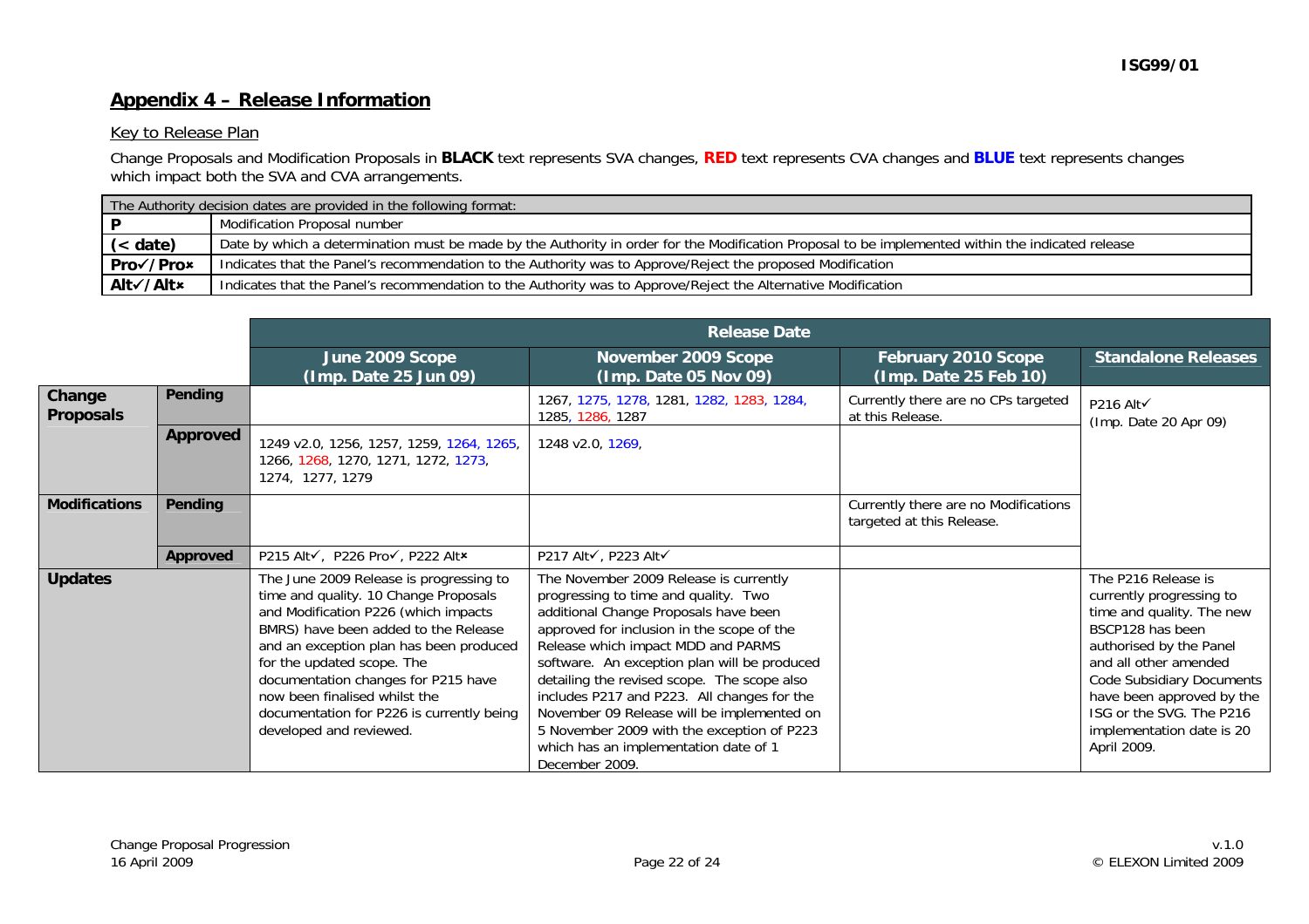## Appendix 4 – Release Information

Key to Release Plan

Change Proposals and Modification Proposals in **BLACK** text represents SVA changes, **RED** text represents CVA changes and **BLUE** text represents changes which impact both the SVA and CVA arrangements.

| The Authority decision dates are provided in the following format: | |
|---|---|
| **P** | Modification Proposal number |
| **(< date)** | Date by which a determination must be made by the Authority in order for the Modification Proposal to be implemented within the indicated release |
| **Pro✓/Pro×** | Indicates that the Panel's recommendation to the Authority was to Approve/Reject the proposed Modification |
| **Alt✓/Alt×** | Indicates that the Panel's recommendation to the Authority was to Approve/Reject the Alternative Modification |

| | | Release Date | | | |
|---|---|---|---|---|---|
| | | **June 2009 Scope (Imp. Date 25 Jun 09)** | **November 2009 Scope (Imp. Date 05 Nov 09)** | **February 2010 Scope (Imp. Date 25 Feb 10)** | **Standalone Releases** |
| **Change Proposals** | **Pending** | | 1267, 1275, 1278, 1281, 1282, 1283, 1284, 1285, 1286, 1287 | Currently there are no CPs targeted at this Release. | P216 Alt✓ (Imp. Date 20 Apr 09) |
| | **Approved** | 1249 v2.0, 1256, 1257, 1259, 1264, 1265, 1266, 1268, 1270, 1271, 1272, 1273, 1274, 1277, 1279 | 1248 v2.0, 1269, | | |
| **Modifications** | **Pending** | | | Currently there are no Modifications targeted at this Release. | |
| | **Approved** | P215 Alt✓, P226 Pro✓, P222 Alt× | P217 Alt✓, P223 Alt✓ | | |
| **Updates** | | The June 2009 Release is progressing to time and quality. 10 Change Proposals and Modification P226 (which impacts BMRS) have been added to the Release and an exception plan has been produced for the updated scope. The documentation changes for P215 have now been finalised whilst the documentation for P226 is currently being developed and reviewed. | The November 2009 Release is currently progressing to time and quality. Two additional Change Proposals have been approved for inclusion in the scope of the Release which impact MDD and PARMS software. An exception plan will be produced detailing the revised scope. The scope also includes P217 and P223. All changes for the November 09 Release will be implemented on 5 November 2009 with the exception of P223 which has an implementation date of 1 December 2009. | | The P216 Release is currently progressing to time and quality. The new BSCP128 has been authorised by the Panel and all other amended Code Subsidiary Documents have been approved by the ISG or the SVG. The P216 implementation date is 20 April 2009. |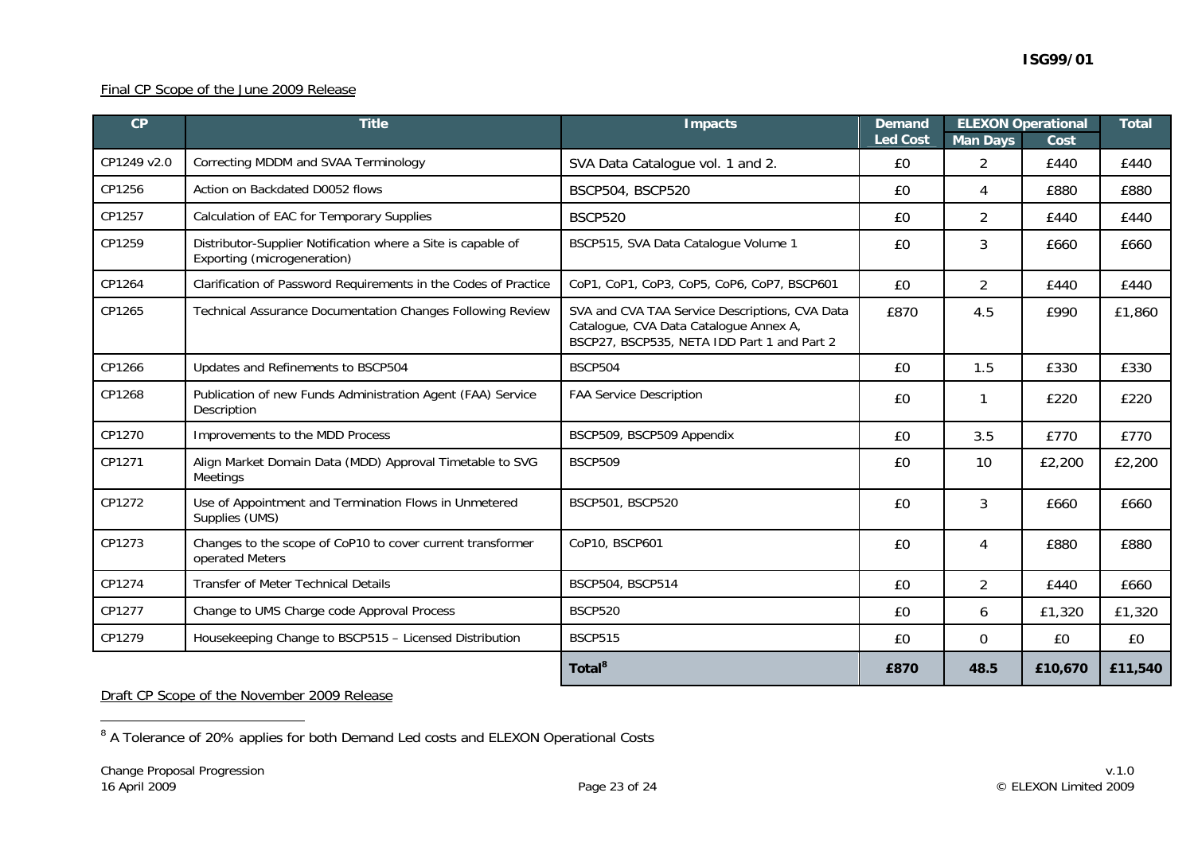Final CP Scope of the June 2009 Release

| CP | Title | Impacts | Demand Led Cost | ELEXON Operational | | Total |
|---|---|---|---|---|---|---|
| | | | | Man Days | Cost | |
| CP1249 v2.0 | Correcting MDDM and SVAA Terminology | SVA Data Catalogue vol. 1 and 2. | £0 | 2 | £440 | £440 |
| CP1256 | Action on Backdated D0052 flows | BSCP504, BSCP520 | £0 | 4 | £880 | £880 |
| CP1257 | Calculation of EAC for Temporary Supplies | BSCP520 | £0 | 2 | £440 | £440 |
| CP1259 | Distributor-Supplier Notification where a Site is capable of Exporting (microgeneration) | BSCP515, SVA Data Catalogue Volume 1 | £0 | 3 | £660 | £660 |
| CP1264 | Clarification of Password Requirements in the Codes of Practice | CoP1, CoP1, CoP3, CoP5, CoP6, CoP7, BSCP601 | £0 | 2 | £440 | £440 |
| CP1265 | Technical Assurance Documentation Changes Following Review | SVA and CVA TAA Service Descriptions, CVA Data Catalogue, CVA Data Catalogue Annex A, BSCP27, BSCP535, NETA IDD Part 1 and Part 2 | £870 | 4.5 | £990 | £1,860 |
| CP1266 | Updates and Refinements to BSCP504 | BSCP504 | £0 | 1.5 | £330 | £330 |
| CP1268 | Publication of new Funds Administration Agent (FAA) Service Description | FAA Service Description | £0 | 1 | £220 | £220 |
| CP1270 | Improvements to the MDD Process | BSCP509, BSCP509 Appendix | £0 | 3.5 | £770 | £770 |
| CP1271 | Align Market Domain Data (MDD) Approval Timetable to SVG Meetings | BSCP509 | £0 | 10 | £2,200 | £2,200 |
| CP1272 | Use of Appointment and Termination Flows in Unmetered Supplies (UMS) | BSCP501, BSCP520 | £0 | 3 | £660 | £660 |
| CP1273 | Changes to the scope of CoP10 to cover current transformer operated Meters | CoP10, BSCP601 | £0 | 4 | £880 | £880 |
| CP1274 | Transfer of Meter Technical Details | BSCP504, BSCP514 | £0 | 2 | £440 | £660 |
| CP1277 | Change to UMS Charge code Approval Process | BSCP520 | £0 | 6 | £1,320 | £1,320 |
| CP1279 | Housekeeping Change to BSCP515 – Licensed Distribution | BSCP515 | £0 | 0 | £0 | £0 |
| | | **Total[8]** | **£870** | **48.5** | **£10,670** | **£11,540** |

Draft CP Scope of the November 2009 Release

[8] A Tolerance of 20% applies for both Demand Led costs and ELEXON Operational Costs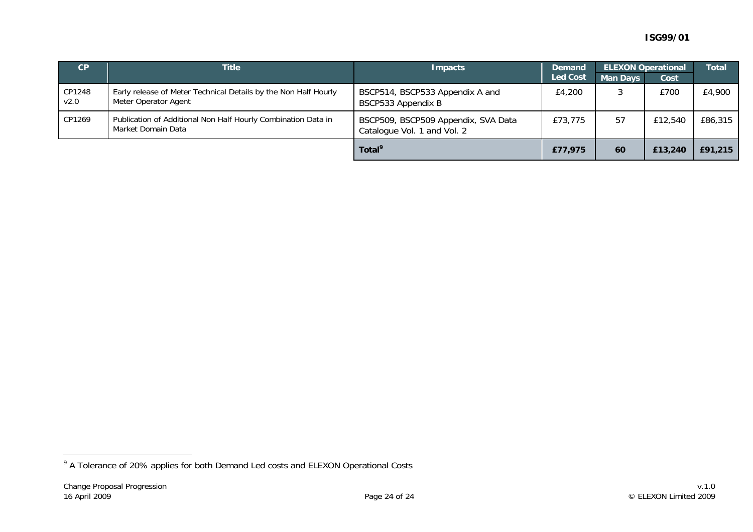| CP | Title | Impacts | Demand Led Cost | ELEXON Operational | | Total |
|---|---|---|---|---|---|---|
| | | | | Man Days | Cost | |
| CP1248 v2.0 | Early release of Meter Technical Details by the Non Half Hourly Meter Operator Agent | BSCP514, BSCP533 Appendix A and BSCP533 Appendix B | £4,200 | 3 | £700 | £4,900 |
| CP1269 | Publication of Additional Non Half Hourly Combination Data in Market Domain Data | BSCP509, BSCP509 Appendix, SVA Data Catalogue Vol. 1 and Vol. 2 | £73,775 | 57 | £12,540 | £86,315 |
| | | **Total[9]** | **£77,975** | **60** | **£13,240** | **£91,215** |

[9] A Tolerance of 20% applies for both Demand Led costs and ELEXON Operational Costs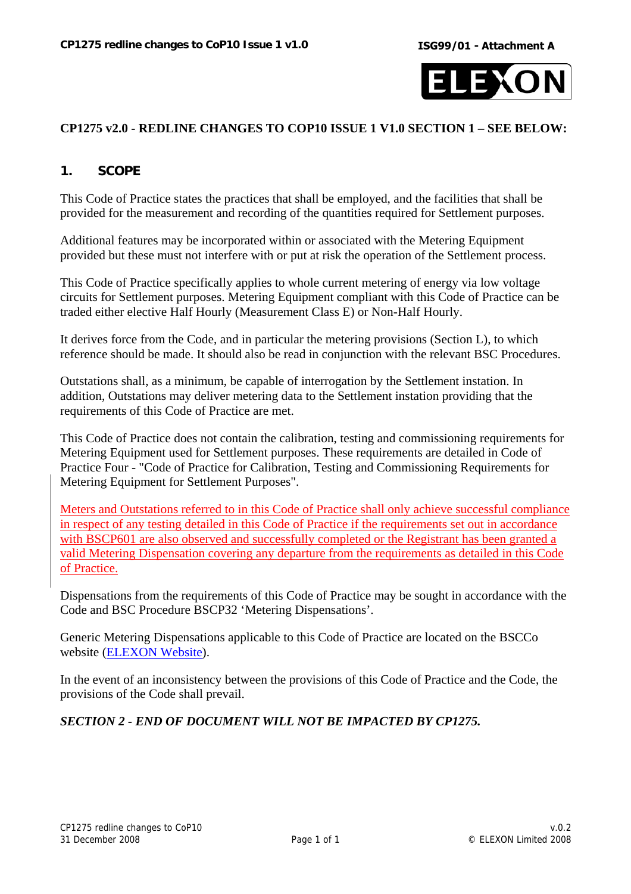**CP1275 v2.0 - REDLINE CHANGES TO COP10 ISSUE 1 V1.0 SECTION 1 – SEE BELOW:**

## 1. SCOPE

This Code of Practice states the practices that shall be employed, and the facilities that shall be provided for the measurement and recording of the quantities required for Settlement purposes.

Additional features may be incorporated within or associated with the Metering Equipment provided but these must not interfere with or put at risk the operation of the Settlement process.

This Code of Practice specifically applies to whole current metering of energy via low voltage circuits for Settlement purposes. Metering Equipment compliant with this Code of Practice can be traded either elective Half Hourly (Measurement Class E) or Non-Half Hourly.

It derives force from the Code, and in particular the metering provisions (Section L), to which reference should be made. It should also be read in conjunction with the relevant BSC Procedures.

Outstations shall, as a minimum, be capable of interrogation by the Settlement instation. In addition, Outstations may deliver metering data to the Settlement instation providing that the requirements of this Code of Practice are met.

This Code of Practice does not contain the calibration, testing and commissioning requirements for Metering Equipment used for Settlement purposes. These requirements are detailed in Code of Practice Four - "Code of Practice for Calibration, Testing and Commissioning Requirements for Metering Equipment for Settlement Purposes".

Meters and Outstations referred to in this Code of Practice shall only achieve successful compliance in respect of any testing detailed in this Code of Practice if the requirements set out in accordance with BSCP601 are also observed and successfully completed or the Registrant has been granted a valid Metering Dispensation covering any departure from the requirements as detailed in this Code of Practice.

Dispensations from the requirements of this Code of Practice may be sought in accordance with the Code and BSC Procedure BSCP32 'Metering Dispensations'.

Generic Metering Dispensations applicable to this Code of Practice are located on the BSCCo website (ELEXON Website).

In the event of an inconsistency between the provisions of this Code of Practice and the Code, the provisions of the Code shall prevail.

***SECTION 2 - END OF DOCUMENT WILL NOT BE IMPACTED BY CP1275.***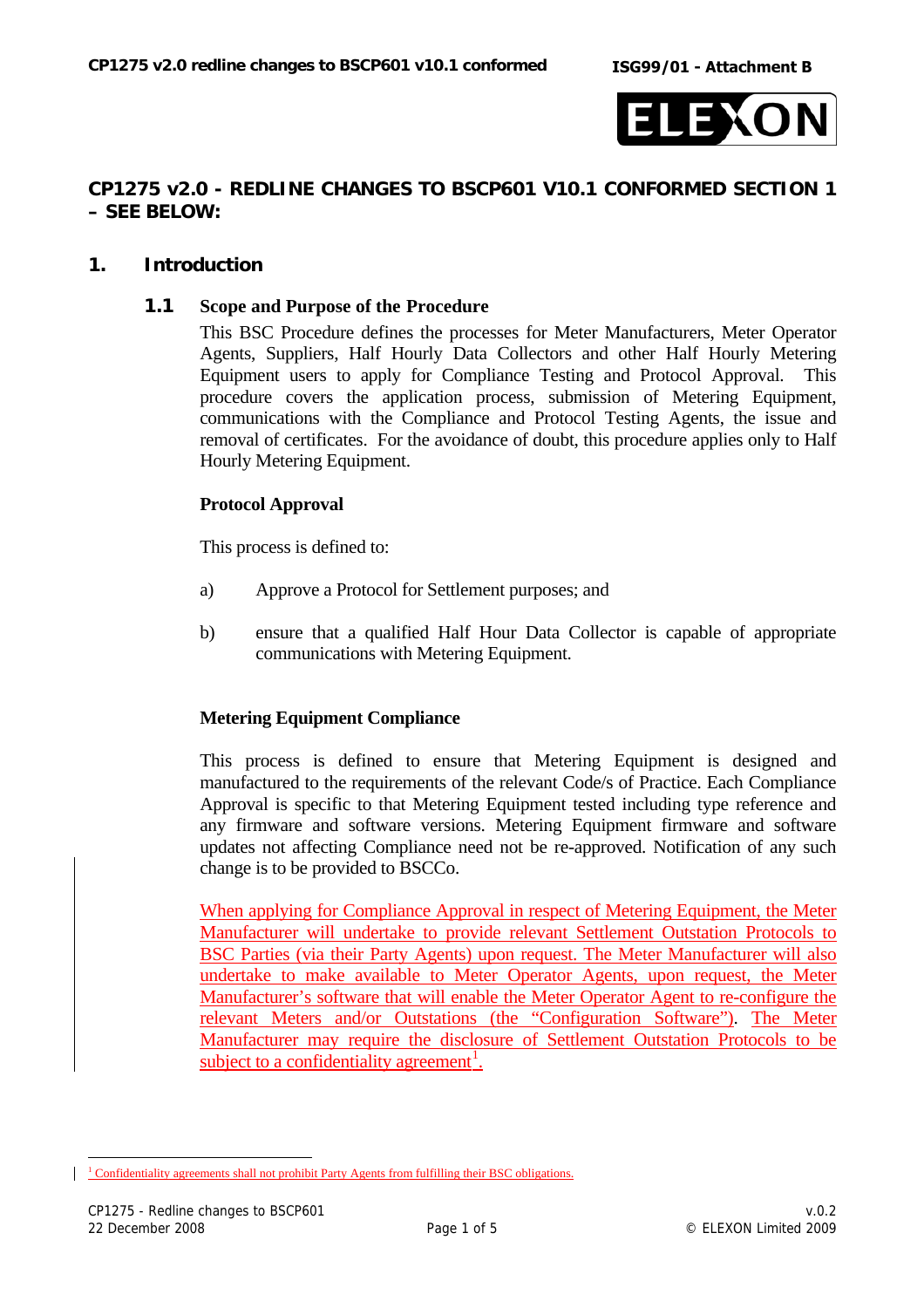# CP1275 v2.0 - REDLINE CHANGES TO BSCP601 V10.1 CONFORMED SECTION 1 – SEE BELOW:

## 1. Introduction

### 1.1 Scope and Purpose of the Procedure

This BSC Procedure defines the processes for Meter Manufacturers, Meter Operator Agents, Suppliers, Half Hourly Data Collectors and other Half Hourly Metering Equipment users to apply for Compliance Testing and Protocol Approval. This procedure covers the application process, submission of Metering Equipment, communications with the Compliance and Protocol Testing Agents, the issue and removal of certificates. For the avoidance of doubt, this procedure applies only to Half Hourly Metering Equipment.

**Protocol Approval**

This process is defined to:

a) Approve a Protocol for Settlement purposes; and

b) ensure that a qualified Half Hour Data Collector is capable of appropriate communications with Metering Equipment.

**Metering Equipment Compliance**

This process is defined to ensure that Metering Equipment is designed and manufactured to the requirements of the relevant Code/s of Practice. Each Compliance Approval is specific to that Metering Equipment tested including type reference and any firmware and software versions. Metering Equipment firmware and software updates not affecting Compliance need not be re-approved. Notification of any such change is to be provided to BSCCo.

When applying for Compliance Approval in respect of Metering Equipment, the Meter Manufacturer will undertake to provide relevant Settlement Outstation Protocols to BSC Parties (via their Party Agents) upon request. The Meter Manufacturer will also undertake to make available to Meter Operator Agents, upon request, the Meter Manufacturer's software that will enable the Meter Operator Agent to re-configure the relevant Meters and/or Outstations (the "Configuration Software"). The Meter Manufacturer may require the disclosure of Settlement Outstation Protocols to be subject to a confidentiality agreement[1].

[1] Confidentiality agreements shall not prohibit Party Agents from fulfilling their BSC obligations.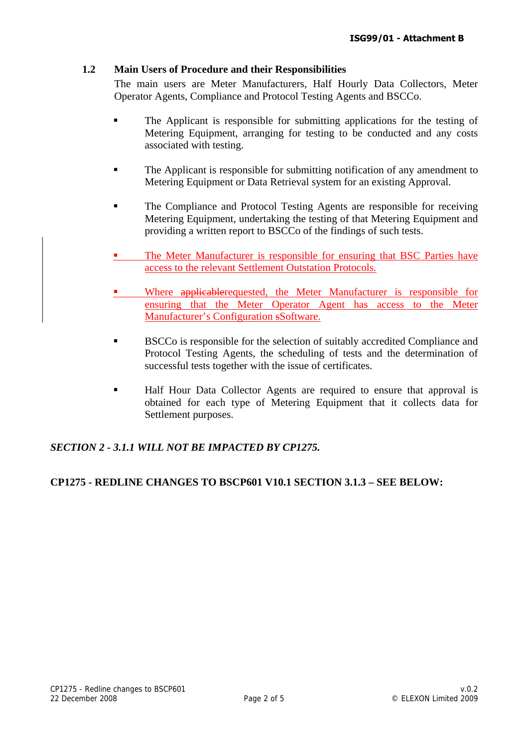## 1.2 Main Users of Procedure and their Responsibilities

The main users are Meter Manufacturers, Half Hourly Data Collectors, Meter Operator Agents, Compliance and Protocol Testing Agents and BSCCo.

- The Applicant is responsible for submitting applications for the testing of Metering Equipment, arranging for testing to be conducted and any costs associated with testing.
- The Applicant is responsible for submitting notification of any amendment to Metering Equipment or Data Retrieval system for an existing Approval.
- The Compliance and Protocol Testing Agents are responsible for receiving Metering Equipment, undertaking the testing of that Metering Equipment and providing a written report to BSCCo of the findings of such tests.
- The Meter Manufacturer is responsible for ensuring that BSC Parties have access to the relevant Settlement Outstation Protocols.
- Where ~~applicable~~requested, the Meter Manufacturer is responsible for ensuring that the Meter Operator Agent has access to the Meter Manufacturer's Configuration ~~s~~Software.
- BSCCo is responsible for the selection of suitably accredited Compliance and Protocol Testing Agents, the scheduling of tests and the determination of successful tests together with the issue of certificates.
- Half Hour Data Collector Agents are required to ensure that approval is obtained for each type of Metering Equipment that it collects data for Settlement purposes.

***SECTION 2 - 3.1.1 WILL NOT BE IMPACTED BY CP1275.***

**CP1275 - REDLINE CHANGES TO BSCP601 V10.1 SECTION 3.1.3 – SEE BELOW:**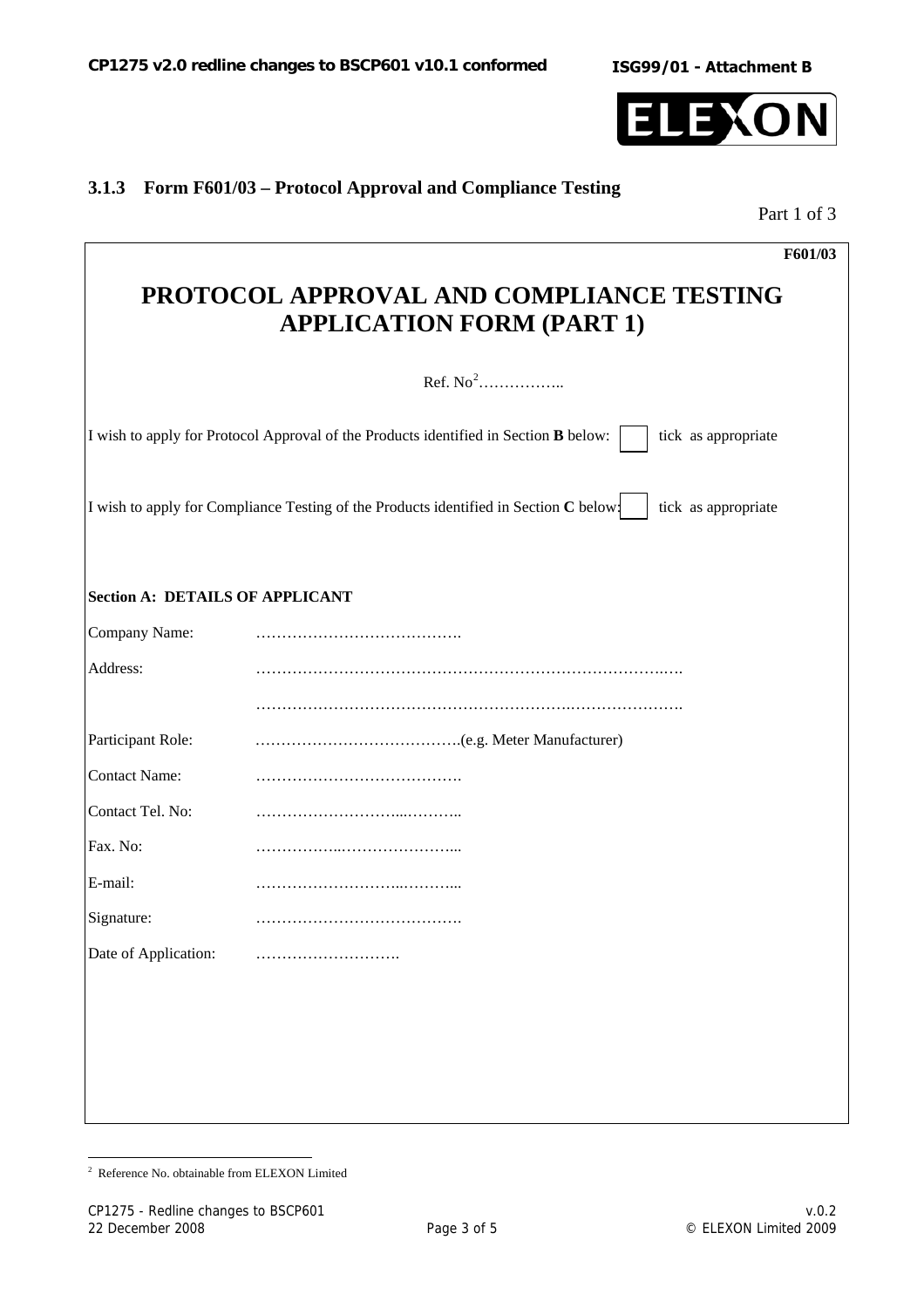### 3.1.3 Form F601/03 – Protocol Approval and Compliance Testing

Part 1 of 3

**F601/03**

## PROTOCOL APPROVAL AND COMPLIANCE TESTING APPLICATION FORM (PART 1)

Ref. No[2]……………..

I wish to apply for Protocol Approval of the Products identified in Section **B** below: ☐ tick as appropriate

I wish to apply for Compliance Testing of the Products identified in Section **C** below: ☐ tick as appropriate

**Section A: DETAILS OF APPLICANT**

| | |
|---|---|
| Company Name: | …………………………………. |
| Address: | ……………………………………………………………………….…. |
| | ………………………………………………………….………………… |
| Participant Role: | ………………………………….(e.g. Meter Manufacturer) |
| Contact Name: | …………………………………. |
| Contact Tel. No: | ……………………...……….. |
| Fax. No: | ……………..…………………... |
| E-mail: | ……………………..………... |
| Signature: | …………………………………. |
| Date of Application: | ………………………. |

[2] Reference No. obtainable from ELEXON Limited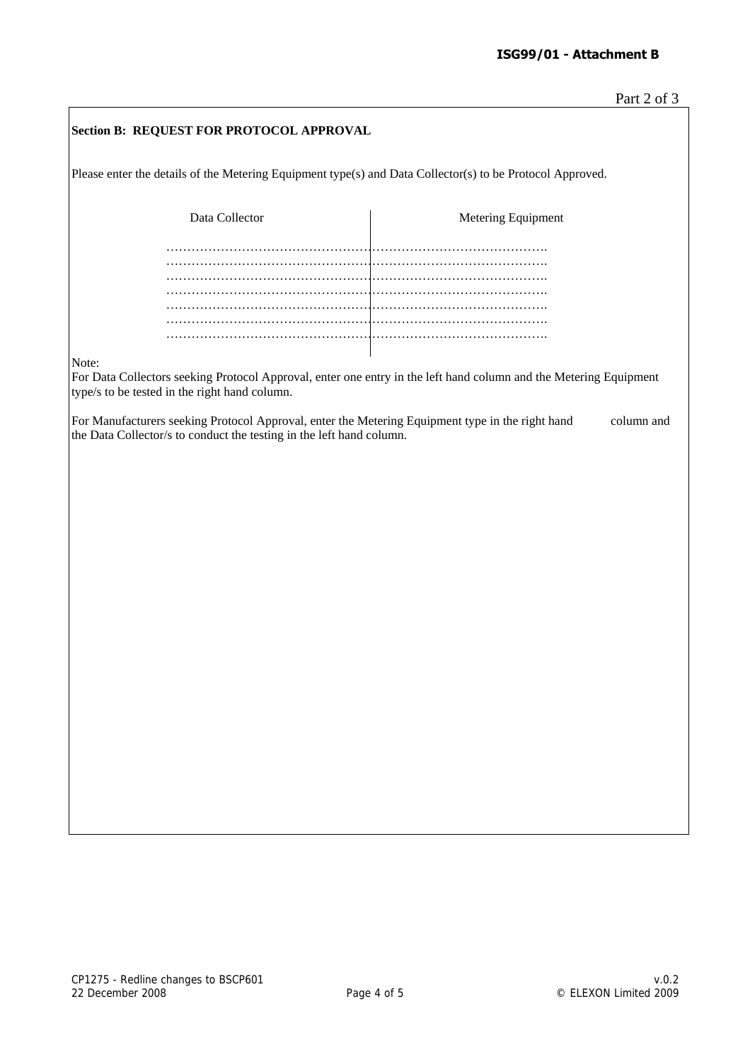Part 2 of 3

## Section B: REQUEST FOR PROTOCOL APPROVAL

Please enter the details of the Metering Equipment type(s) and Data Collector(s) to be Protocol Approved.

| Data Collector | Metering Equipment |
|---|---|
| ………………………………………… | ………………………………………… |
| ………………………………………… | ………………………………………… |
| ………………………………………… | ………………………………………… |
| ………………………………………… | ………………………………………… |
| ………………………………………… | ………………………………………… |
| ………………………………………… | ………………………………………… |
| ………………………………………… | ………………………………………… |

Note:

For Data Collectors seeking Protocol Approval, enter one entry in the left hand column and the Metering Equipment type/s to be tested in the right hand column.

For Manufacturers seeking Protocol Approval, enter the Metering Equipment type in the right hand column and the Data Collector/s to conduct the testing in the left hand column.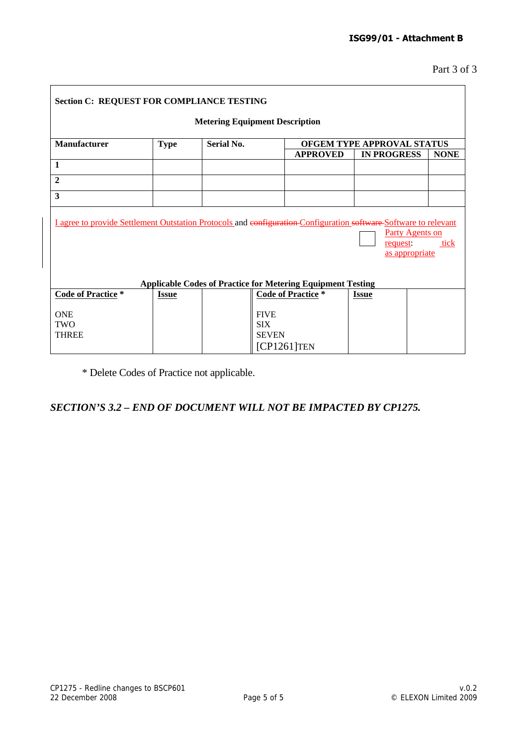ISG99/01 - Attachment B

Part 3 of 3

**Section C: REQUEST FOR COMPLIANCE TESTING**

**Metering Equipment Description**

| **Manufacturer** | **Type** | **Serial No.** | **OFGEM TYPE APPROVAL STATUS** | | |
|---|---|---|---|---|---|
| | | | **APPROVED** | **IN PROGRESS** | **NONE** |
| **1** | | | | | |
| **2** | | | | | |
| **3** | | | | | |

I agree to provide Settlement Outstation Protocols and ~~configuration~~ Configuration ~~software~~ Software to relevant Party Agents on request: ☐ tick as appropriate

**Applicable Codes of Practice for Metering Equipment Testing**

| **Code of Practice** * | **Issue** | | **Code of Practice** * | **Issue** | |
|---|---|---|---|---|---|
| ONE<br>TWO<br>THREE | | | FIVE<br>SIX<br>SEVEN<br>[CP1261]TEN | | |

\* Delete Codes of Practice not applicable.

***SECTION'S 3.2 – END OF DOCUMENT WILL NOT BE IMPACTED BY CP1275.***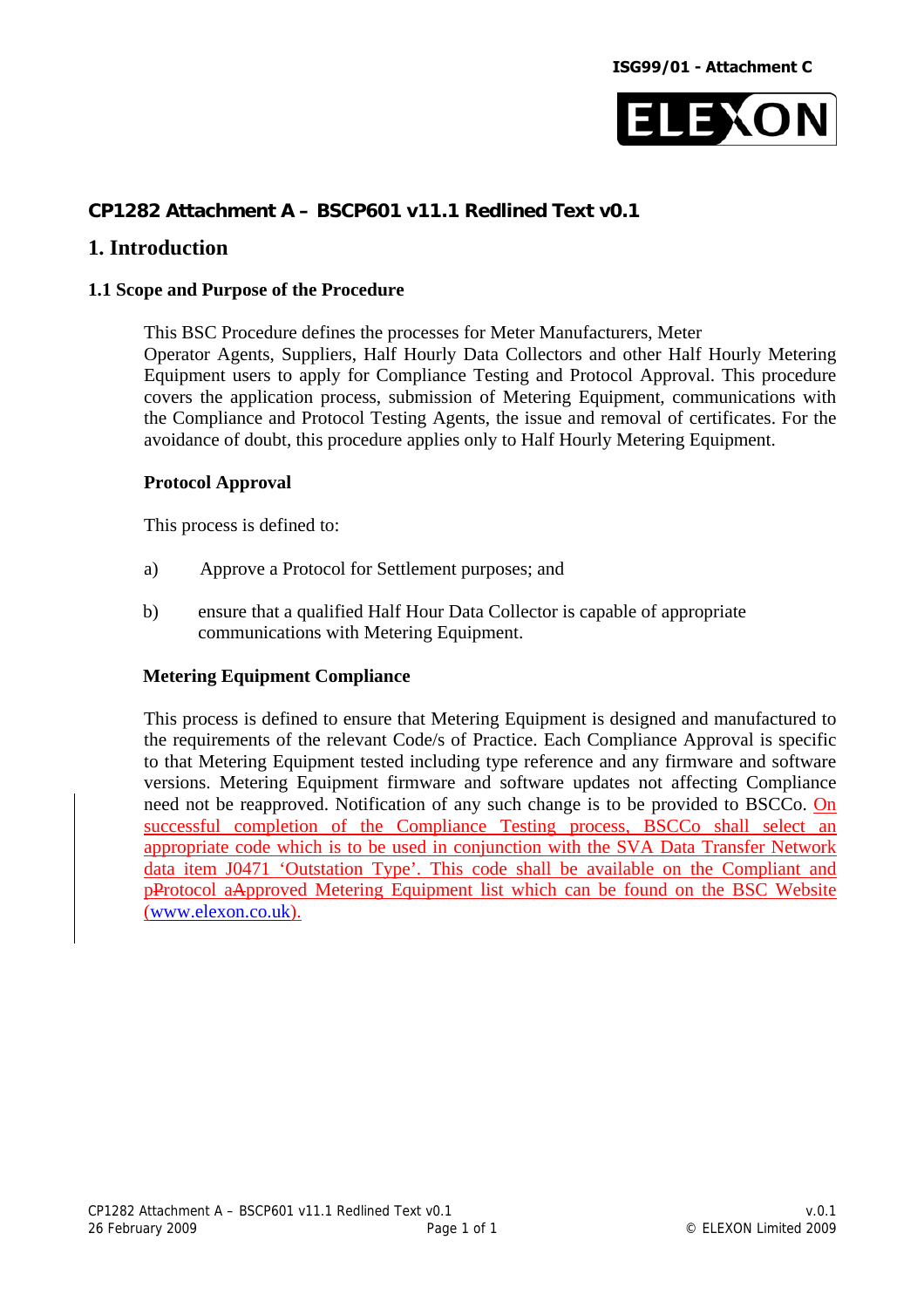## CP1282 Attachment A – BSCP601 v11.1 Redlined Text v0.1

# 1. Introduction

### 1.1 Scope and Purpose of the Procedure

This BSC Procedure defines the processes for Meter Manufacturers, Meter Operator Agents, Suppliers, Half Hourly Data Collectors and other Half Hourly Metering Equipment users to apply for Compliance Testing and Protocol Approval. This procedure covers the application process, submission of Metering Equipment, communications with the Compliance and Protocol Testing Agents, the issue and removal of certificates. For the avoidance of doubt, this procedure applies only to Half Hourly Metering Equipment.

**Protocol Approval**

This process is defined to:

a) Approve a Protocol for Settlement purposes; and

b) ensure that a qualified Half Hour Data Collector is capable of appropriate communications with Metering Equipment.

**Metering Equipment Compliance**

This process is defined to ensure that Metering Equipment is designed and manufactured to the requirements of the relevant Code/s of Practice. Each Compliance Approval is specific to that Metering Equipment tested including type reference and any firmware and software versions. Metering Equipment firmware and software updates not affecting Compliance need not be reapproved. Notification of any such change is to be provided to BSCCo. On successful completion of the Compliance Testing process, BSCCo shall select an appropriate code which is to be used in conjunction with the SVA Data Transfer Network data item J0471 'Outstation Type'. This code shall be available on the Compliant and p~~P~~rotocol a~~A~~pproved Metering Equipment list which can be found on the BSC Website (www.elexon.co.uk).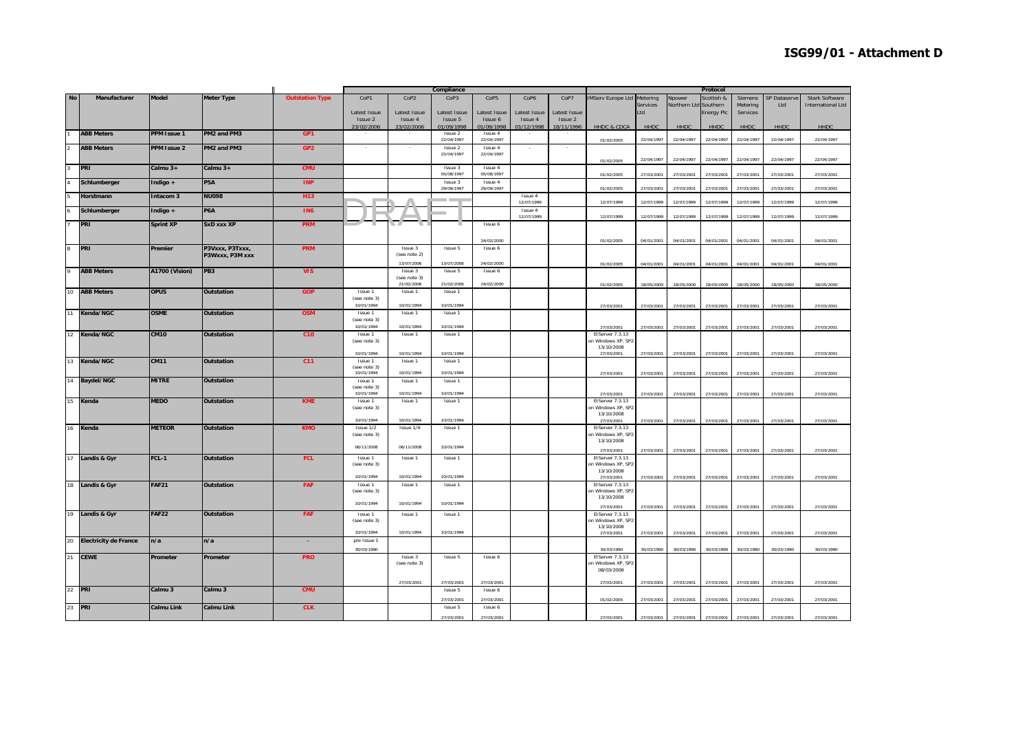# ISG99/01 - Attachment D

| No | Manufacturer | Model | Meter Type | Outstation Type | Compliance | | | | | | Protocol | | | | | | |
|---|---|---|---|---|---|---|---|---|---|---|---|---|---|---|---|---|---|
| | | | | | CoP1 Latest Issue Issue 2 23/02/2006 | CoP2 Latest Issue Issue 4 23/02/2006 | CoP3 Latest Issue Issue 5 01/09/1998 | CoP5 Latest Issue Issue 6 01/09/1998 | CoP6 Latest Issue Issue 4 01/12/1998 | CoP7 Latest Issue Issue 2 18/11/1996 | IMServ Europe Ltd HHDC & CDCA | Metering Services Ltd HHDC | Npower Northern Ltd HHDC | Scottish & Southern Energy Plc HHDC | Siemens Metering Services HHDC | SP Dataserve Ltd HHDC | Stark Software International Ltd HHDC |
| 1 | ABB Meters | PPM Issue 1 | PM2 and PM3 | GP1 | - | - | Issue 2 22/04/1997 | Issue 4 22/04/1997 | - | - | 01/02/2005 | 22/04/1997 | 22/04/1997 | 22/04/1997 | 22/04/1997 | 22/04/1997 | 22/04/1997 |
| 2 | ABB Meters | PPM Issue 2 | PM2 and PM3 | GP2 | - | - | Issue 2 22/04/1997 | Issue 4 22/04/1997 | - | - | 01/02/2005 | 22/04/1997 | 22/04/1997 | 22/04/1997 | 22/04/1997 | 22/04/1997 | 22/04/1997 |
| 3 | PRI | Calmu 3+ | Calmu 3+ | CMU | | | Issue 3 05/08/1997 | Issue 4 05/08/1997 | | | 01/02/2005 | 27/03/2001 | 27/03/2001 | 27/03/2001 | 27/03/2001 | 27/03/2001 | 27/03/2001 |
| 4 | Schlumberger | Indigo + | P5A | INP | | | Issue 3 29/09/1997 | Issue 4 29/09/1997 | | | 01/02/2005 | 27/03/2001 | 27/03/2001 | 27/03/2001 | 27/03/2001 | 27/03/2001 | 27/03/2001 |
| 5 | Horstmann | Intacom 3 | NU098 | H13 | | | | | Issue 4 12/07/1999 | | 12/07/1999 | 12/07/1999 | 12/07/1999 | 12/07/1999 | 12/07/1999 | 12/07/1999 | 12/07/1999 |
| 6 | Schlumberger | Indigo + | P6A | IN6 | | | | | Issue 4 12/07/1999 | | 12/07/1999 | 12/07/1999 | 12/07/1999 | 12/07/1999 | 12/07/1999 | 12/07/1999 | 12/07/1999 |
| 7 | PRI | Sprint XP | SxD xxx XP | PRM | | | | Issue 6 24/02/2000 | | | 01/02/2005 | 04/01/2001 | 04/01/2001 | 04/01/2001 | 04/01/2001 | 04/01/2001 | 04/01/2001 |
| 8 | PRI | Premier | P3Vxxx, P3Txxx, P3Wxxx, P3M xxx | PRM | | Issue 3 (see note 2) 13/07/2006 | Issue 5 13/07/2006 | Issue 6 24/02/2000 | | | 01/02/2005 | 04/01/2001 | 04/01/2001 | 04/01/2001 | 04/01/2001 | 04/01/2001 | 04/01/2001 |
| 9 | ABB Meters | A1700 (Vision) | PB3 | VIS | | Issue 3 (see note 3) 21/02/2006 | Issue 5 21/02/2006 | Issue 6 24/02/2000 | | | 01/02/2005 | 18/05/2000 | 18/05/2000 | 18/05/2000 | 18/05/2000 | 18/05/2000 | 18/05/2000 |
| 10 | ABB Meters | OPUS | Outstation | GOP | Issue 1 (see note 3) 10/01/1994 | Issue 1 10/01/1994 | Issue 1 10/01/1994 | | | | 27/03/2001 | 27/03/2001 | 27/03/2001 | 27/03/2001 | 27/03/2001 | 27/03/2001 | 27/03/2001 |
| 11 | Kenda/NGC | OSME | Outstation | OSM | Issue 1 (see note 3) 10/01/1994 | Issue 1 10/01/1994 | Issue 1 10/01/1994 | | | | 27/03/2001 | 27/03/2001 | 27/03/2001 | 27/03/2001 | 27/03/2001 | 27/03/2001 | 27/03/2001 |
| 12 | Kenda/NGC | CM10 | Outstation | C10 | Issue 1 (see note 3) 10/01/1994 | Issue 1 10/01/1994 | Issue 1 10/01/1994 | | | | ElServer 7.3.13 on Windows XP, SP2 13/10/2008 27/03/2001 | 27/03/2001 | 27/03/2001 | 27/03/2001 | 27/03/2001 | 27/03/2001 | 27/03/2001 |
| 13 | Kenda/NGC | CM11 | Outstation | C11 | Issue 1 (see note 3) 10/01/1994 | Issue 1 10/01/1994 | Issue 1 10/01/1994 | | | | 27/03/2001 | 27/03/2001 | 27/03/2001 | 27/03/2001 | 27/03/2001 | 27/03/2001 | 27/03/2001 |
| 14 | Baydel/NGC | MITRE | Outstation | | Issue 1 (see note 3) 10/01/1994 | Issue 1 10/01/1994 | Issue 1 10/01/1994 | | | | 27/03/2001 | 27/03/2001 | 27/03/2001 | 27/03/2001 | 27/03/2001 | 27/03/2001 | 27/03/2001 |
| 15 | Kenda | MEDO | Outstation | KME | Issue 1 (see note 3) 10/01/1994 | Issue 1 10/01/1994 | Issue 1 10/01/1994 | | | | ElServer 7.3.13 on Windows XP, SP2 13/10/2008 27/03/2001 | 27/03/2001 | 27/03/2001 | 27/03/2001 | 27/03/2001 | 27/03/2001 | 27/03/2001 |
| 16 | Kenda | METEOR | Outstation | KMO | Issue 1/2 (see note 3) 06/11/2008 | Issue 1/4 06/11/2008 | Issue 1 10/01/1994 | | | | ElServer 7.3.13 on Windows XP, SP2 13/10/2008 27/03/2001 | 27/03/2001 | 27/03/2001 | 27/03/2001 | 27/03/2001 | 27/03/2001 | 27/03/2001 |
| 17 | Landis & Gyr | FCL-1 | Outstation | FCL | Issue 1 (see note 3) 10/01/1994 | Issue 1 10/01/1994 | Issue 1 10/01/1994 | | | | ElServer 7.3.13 on Windows XP, SP2 13/10/2008 27/03/2001 | 27/03/2001 | 27/03/2001 | 27/03/2001 | 27/03/2001 | 27/03/2001 | 27/03/2001 |
| 18 | Landis & Gyr | FAF21 | Outstation | FAF | Issue 1 (see note 3) 10/01/1994 | Issue 1 10/01/1994 | Issue 1 10/01/1994 | | | | ElServer 7.3.13 on Windows XP, SP2 13/10/2008 27/03/2001 | 27/03/2001 | 27/03/2001 | 27/03/2001 | 27/03/2001 | 27/03/2001 | 27/03/2001 |
| 19 | Landis & Gyr | FAF22 | Outstation | FAF | Issue 1 (see note 3) 10/01/1994 | Issue 1 10/01/1994 | Issue 1 10/01/1994 | | | | ElServer 7.3.13 on Windows XP, SP2 13/10/2008 27/03/2001 | 27/03/2001 | 27/03/2001 | 27/03/2001 | 27/03/2001 | 27/03/2001 | 27/03/2001 |
| 20 | Electricity de France | n/a | n/a | - | pre Issue 1 30/03/1990 | | | | | | 30/03/1990 | 30/03/1990 | 30/03/1990 | 30/03/1990 | 30/03/1990 | 30/03/1990 | 30/03/1990 |
| 21 | CEWE | Prometer | Prometer | PRO | | Issue 3 (see note 3) 27/03/2001 | Issue 5 27/03/2001 | Issue 6 27/03/2001 | | | ElServer 7.3.13 on Windows XP, SP2 08/03/2008 27/03/2001 | 27/03/2001 | 27/03/2001 | 27/03/2001 | 27/03/2001 | 27/03/2001 | 27/03/2001 |
| 22 | PRI | Calmu 3 | Calmu 3 | CMU | | | Issue 5 27/03/2001 | Issue 6 27/03/2001 | | | 01/02/2005 | 27/03/2001 | 27/03/2001 | 27/03/2001 | 27/03/2001 | 27/03/2001 | 27/03/2001 |
| 23 | PRI | Calmu Link | Calmu Link | CLK | | | Issue 5 27/03/2001 | Issue 6 27/03/2001 | | | 27/03/2001 | 27/03/2001 | 27/03/2001 | 27/03/2001 | 27/03/2001 | 27/03/2001 | 27/03/2001 |

DRAFT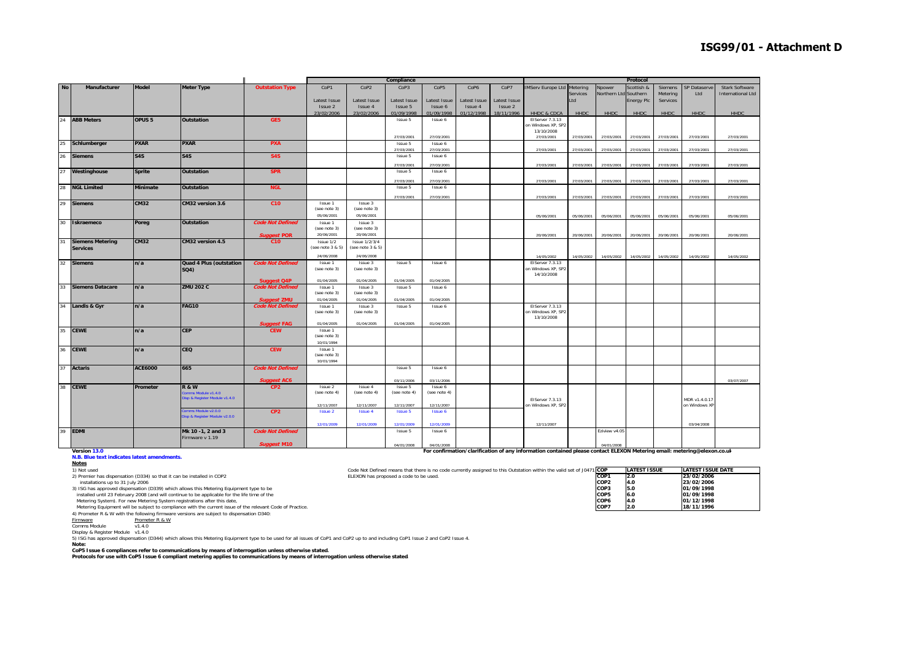# ISG99/01 - Attachment D

| No | Manufacturer | Model | Meter Type | Outstation Type | Compliance | | | | | | Protocol | | | | | | | |
|---|---|---|---|---|---|---|---|---|---|---|---|---|---|---|---|---|---|---|
| | | | | | CoP1 Latest Issue Issue 2 23/02/2006 | CoP2 Latest Issue Issue 4 23/02/2006 | CoP3 Latest Issue Issue 5 01/09/1998 | CoP5 Latest Issue Issue 6 01/09/1998 | CoP6 Latest Issue Issue 4 01/12/1998 | CoP7 Latest Issue Issue 2 18/11/1996 | IMServ Europe Ltd HHDC & CDCA | Metering Services Ltd HHDC | Npower Northern Ltd HHDC | Scottish & Southern Energy Plc HHDC | Siemens Metering Services HHDC | SP Dataserve Ltd HHDC | Stark Software International Ltd HHDC |
| 24 | ABB Meters | OPUS 5 | Outstation | GE5 | | | Issue 5 27/03/2001 | Issue 6 27/03/2001 | | | ElServer 7.3.13 on Windows XP, SP2 13/10/2008 27/03/2001 | 27/03/2001 | 27/03/2001 | 27/03/2001 | 27/03/2001 | 27/03/2001 | 27/03/2001 |
| 25 | Schlumberger | PXAR | PXAR | PXA | | | Issue 5 27/03/2001 | Issue 6 27/03/2001 | | | 27/03/2001 | 27/03/2001 | 27/03/2001 | 27/03/2001 | 27/03/2001 | 27/03/2001 | 27/03/2001 |
| 26 | Siemens | S4S | S4S | S4S | | | Issue 5 27/03/2001 | Issue 6 27/03/2001 | | | 27/03/2001 | 27/03/2001 | 27/03/2001 | 27/03/2001 | 27/03/2001 | 27/03/2001 | 27/03/2001 |
| 27 | Westinghouse | Sprite | Outstation | SPR | | | Issue 5 27/03/2001 | Issue 6 27/03/2001 | | | 27/03/2001 | 27/03/2001 | 27/03/2001 | 27/03/2001 | 27/03/2001 | 27/03/2001 | 27/03/2001 |
| 28 | NGL Limited | Minimate | Outstation | NGL | | | Issue 5 27/03/2001 | Issue 6 27/03/2001 | | | 27/03/2001 | 27/03/2001 | 27/03/2001 | 27/03/2001 | 27/03/2001 | 27/03/2001 | 27/03/2001 |
| 29 | Siemens | CM32 | CM32 version 3.6 | C10 | Issue 1 (see note 3) 05/06/2001 | Issue 3 (see note 3) 05/06/2001 | | | | | 05/06/2001 | 05/06/2001 | 05/06/2001 | 05/06/2001 | 05/06/2001 | 05/06/2001 | 05/06/2001 |
| 30 | Iskraemeco | Poreg | Outstation | *Code Not Defined* *Suggest POR* | Issue 1 (see note 3) 20/06/2001 | Issue 3 (see note 3) 20/06/2001 | | | | | 20/06/2001 | 20/06/2001 | 20/06/2001 | 20/06/2001 | 20/06/2001 | 20/06/2001 | 20/06/2001 |
| 31 | Siemens Metering Services | CM32 | CM32 version 4.5 | C10 | Issue 1/2 (see note 3 & 5) 24/06/2008 | Issue 1/2/3/4 (see note 3 & 5) 24/06/2008 | | | | | 14/05/2002 | 14/05/2002 | 14/05/2002 | 14/05/2002 | 14/05/2002 | 14/05/2002 | 14/05/2002 |
| 32 | Siemens | n/a | Quad 4 Plus (outstation SQ4) | *Code Not Defined* *Suggest Q4P* | Issue 1 (see note 3) 01/04/2005 | Issue 3 (see note 3) 01/04/2005 | Issue 5 01/04/2005 | Issue 6 01/04/2005 | | | ElServer 7.3.13 on Windows XP, SP2 14/10/2008 | | | | | | |
| 33 | Siemens Datacare | n/a | ZMU 202 C | *Code Not Defined* *Suggest ZMU* | Issue 1 (see note 3) 01/04/2005 | Issue 3 (see note 3) 01/04/2005 | Issue 5 01/04/2005 | Issue 6 01/04/2005 | | | | | | | | | |
| 34 | Landis & Gyr | n/a | FAG10 | *Code Not Defined* *Suggest FAG* | Issue 1 (see note 3) 01/04/2005 | Issue 3 (see note 3) 01/04/2005 | Issue 5 01/04/2005 | Issue 6 01/04/2005 | | | ElServer 7.3.13 on Windows XP, SP2 13/10/2008 | | | | | | |
| 35 | CEWE | n/a | CEP | CEW | Issue 1 (see note 3) 10/01/1994 | | | | | | | | | | | | |
| 36 | CEWE | n/a | CEQ | CEW | Issue 1 (see note 3) 10/01/1994 | | | | | | | | | | | | |
| 37 | Actaris | ACE6000 | 665 | *Code Not Defined* *Suggest AC6* | | | Issue 5 03/11/2006 | Issue 6 03/11/2006 | | | | | | | | | 03/07/2007 |
| 38 | CEWE | Prometer | R & W Comms Module v1.4.0 Disp & Register Module v1.4.0 | CP2 | Issue 2 (see note 4) 12/11/2007 | Issue 4 (see note 4) 12/11/2007 | Issue 5 (see note 4) 12/11/2007 | Issue 6 (see note 4) 12/11/2007 | | | ElServer 7.3.13 on Windows XP, SP2 | | | | | MDR v1.4.0.17 on Windows XP | |
| | | | Comms Module v2.0.0 Disp & Register Module v2.0.0 | CP2 | Issue 2 12/01/2009 | Issue 4 12/01/2009 | Issue 5 12/01/2009 | Issue 6 12/01/2009 | | | 12/11/2007 | | | | | 03/04/2008 | |
| 39 | EDMI | | Mk 10 -1, 2 and 3 Firmware v 1.19 | *Code Not Defined* *Suggest M10* | | | Issue 5 04/01/2008 | Issue 6 04/01/2008 | | | | | Ezview v4.05 04/01/2008 | | | | |

**Version 13.0**

**N.B. Blue text indicates latest amendments.**

**For confirmation/clarification of any information contained please contact ELEXON Metering email: metering@elexon.co.uk**

**Notes**

1) Not used

2) Premier has dispensation (D334) so that it can be installed in COP2 installations up to 31 July 2006

3) ISG has approved dispensation (D339) which allows this Metering Equipment type to be installed until 23 February 2008 (and will continue to be applicable for the life time of the Metering System). For new Metering System registrations after this date, Metering Equipment will be subject to compliance with the current issue of the relevant Code of Practice.

4) Prometer R & W with the following firmware versions are subject to dispensation D340:

| Firmware | Prometer R & W |
|---|---|
| Comms Module | v1.4.0 |
| Display & Register Module | v1.4.0 |

5) ISG has approved dispensation (D344) which allows this Metering Equipment type to be used for all issues of CoP1 and CoP2 up to and including CoP1 Issue 2 and CoP2 Issue 4.

Code Not Defined means that there is no code currently assigned to this Outstation within the valid set of J0471 ELEXON has proposed a code to be used.

| COP | LATEST ISSUE | LATEST ISSUE DATE |
|---|---|---|
| COP1 | 2.0 | 23/02/2006 |
| COP2 | 4.0 | 23/02/2006 |
| COP3 | 5.0 | 01/09/1998 |
| COP5 | 6.0 | 01/09/1998 |
| COP6 | 4.0 | 01/12/1998 |
| COP7 | 2.0 | 18/11/1996 |

**Note:**

**CoP5 Issue 6 compliances refer to communications by means of interrogation unless otherwise stated.**

**Protocols for use with CoP5 Issue 6 compliant metering applies to communications by means of interrogation unless otherwise stated**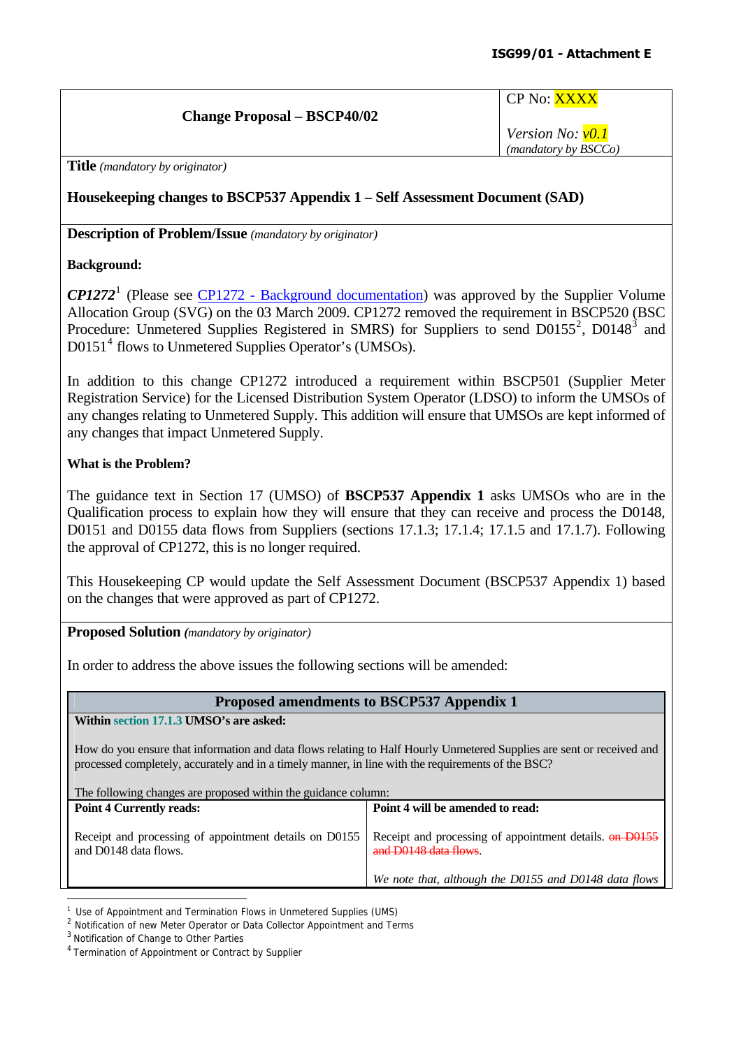**ISG99/01 - Attachment E**

| Change Proposal – BSCP40/02 | CP No: XXXX<br><br>*Version No: v0.1*<br>*(mandatory by BSCCo)* |
|---|---|

**Title** *(mandatory by originator)*

**Housekeeping changes to BSCP537 Appendix 1 – Self Assessment Document (SAD)**

**Description of Problem/Issue** *(mandatory by originator)*

**Background:**

***CP1272***[1] (Please see CP1272 - Background documentation) was approved by the Supplier Volume Allocation Group (SVG) on the 03 March 2009. CP1272 removed the requirement in BSCP520 (BSC Procedure: Unmetered Supplies Registered in SMRS) for Suppliers to send D0155[2], D0148[3] and D0151[4] flows to Unmetered Supplies Operator's (UMSOs).

In addition to this change CP1272 introduced a requirement within BSCP501 (Supplier Meter Registration Service) for the Licensed Distribution System Operator (LDSO) to inform the UMSOs of any changes relating to Unmetered Supply. This addition will ensure that UMSOs are kept informed of any changes that impact Unmetered Supply.

**What is the Problem?**

The guidance text in Section 17 (UMSO) of **BSCP537 Appendix 1** asks UMSOs who are in the Qualification process to explain how they will ensure that they can receive and process the D0148, D0151 and D0155 data flows from Suppliers (sections 17.1.3; 17.1.4; 17.1.5 and 17.1.7). Following the approval of CP1272, this is no longer required.

This Housekeeping CP would update the Self Assessment Document (BSCP537 Appendix 1) based on the changes that were approved as part of CP1272.

**Proposed Solution** *(mandatory by originator)*

In order to address the above issues the following sections will be amended:

| **Proposed amendments to BSCP537 Appendix 1** | |
|---|---|
| **Within section 17.1.3 UMSO's are asked:**<br><br>How do you ensure that information and data flows relating to Half Hourly Unmetered Supplies are sent or received and processed completely, accurately and in a timely manner, in line with the requirements of the BSC?<br><br>The following changes are proposed within the guidance column: | |
| **Point 4 Currently reads:**<br><br>Receipt and processing of appointment details on D0155 and D0148 data flows. | **Point 4 will be amended to read:**<br><br>Receipt and processing of appointment details. ~~on D0155 and D0148 data flows~~.<br><br>*We note that, although the D0155 and D0148 data flows* |

---

[1] Use of Appointment and Termination Flows in Unmetered Supplies (UMS)
[2] Notification of new Meter Operator or Data Collector Appointment and Terms
[3] Notification of Change to Other Parties
[4] Termination of Appointment or Contract by Supplier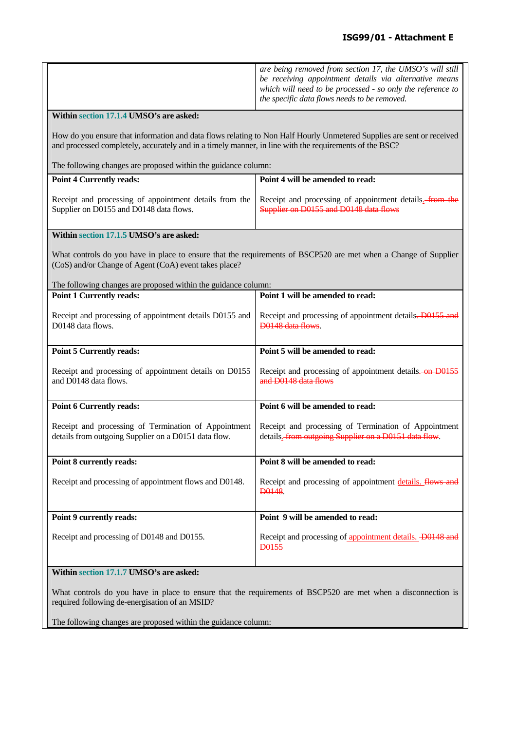| | *are being removed from section 17, the UMSO's will still be receiving appointment details via alternative means which will need to be processed - so only the reference to the specific data flows needs to be removed.* |
|---|---|
| **Within section 17.1.4 UMSO's are asked:**<br><br>How do you ensure that information and data flows relating to Non Half Hourly Unmetered Supplies are sent or received and processed completely, accurately and in a timely manner, in line with the requirements of the BSC?<br><br>The following changes are proposed within the guidance column: | |
| **Point 4 Currently reads:**<br><br>Receipt and processing of appointment details from the Supplier on D0155 and D0148 data flows. | **Point 4 will be amended to read:**<br><br>Receipt and processing of appointment details. ~~from the Supplier on D0155 and D0148 data flows~~ |
| **Within section 17.1.5 UMSO's are asked:**<br><br>What controls do you have in place to ensure that the requirements of BSCP520 are met when a Change of Supplier (CoS) and/or Change of Agent (CoA) event takes place?<br><br>The following changes are proposed within the guidance column: | |
| **Point 1 Currently reads:**<br><br>Receipt and processing of appointment details D0155 and D0148 data flows. | **Point 1 will be amended to read:**<br><br>Receipt and processing of appointment details. ~~D0155 and D0148 data flows~~. |
| **Point 5 Currently reads:**<br><br>Receipt and processing of appointment details on D0155 and D0148 data flows. | **Point 5 will be amended to read:**<br><br>Receipt and processing of appointment details. ~~on D0155 and D0148 data flows~~ |
| **Point 6 Currently reads:**<br><br>Receipt and processing of Termination of Appointment details from outgoing Supplier on a D0151 data flow. | **Point 6 will be amended to read:**<br><br>Receipt and processing of Termination of Appointment details. ~~from outgoing Supplier on a D0151 data flow~~. |
| **Point 8 currently reads:**<br><br>Receipt and processing of appointment flows and D0148. | **Point 8 will be amended to read:**<br><br>Receipt and processing of appointment details. ~~flows and D0148~~. |
| **Point 9 currently reads:**<br><br>Receipt and processing of D0148 and D0155. | **Point 9 will be amended to read:**<br><br>Receipt and processing of appointment details. ~~D0148 and D0155~~ |
| **Within section 17.1.7 UMSO's are asked:**<br><br>What controls do you have in place to ensure that the requirements of BSCP520 are met when a disconnection is required following de-energisation of an MSID?<br><br>The following changes are proposed within the guidance column: | |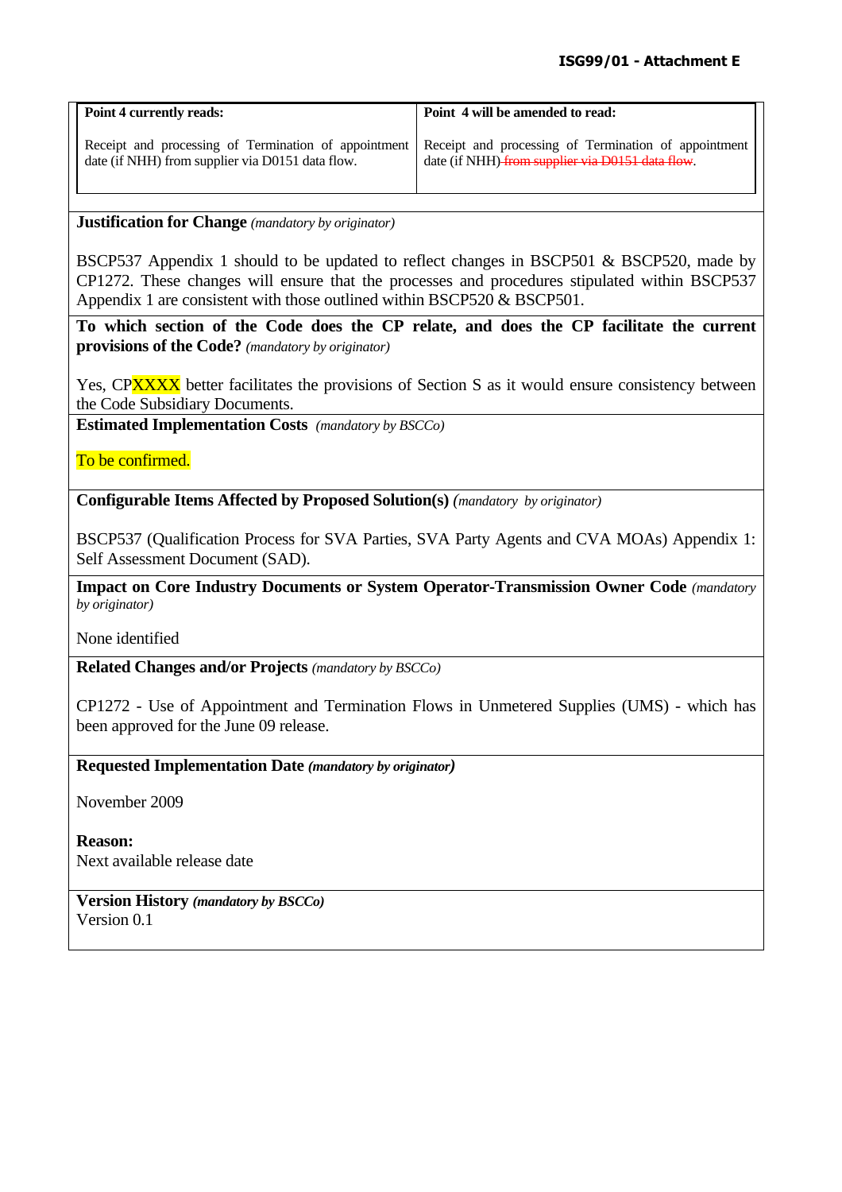| Point 4 currently reads: | Point 4 will be amended to read: |
|---|---|
| Receipt and processing of Termination of appointment date (if NHH) from supplier via D0151 data flow. | Receipt and processing of Termination of appointment date (if NHH) ~~from supplier via D0151 data flow~~. |

**Justification for Change** *(mandatory by originator)*

BSCP537 Appendix 1 should to be updated to reflect changes in BSCP501 & BSCP520, made by CP1272. These changes will ensure that the processes and procedures stipulated within BSCP537 Appendix 1 are consistent with those outlined within BSCP520 & BSCP501.

**To which section of the Code does the CP relate, and does the CP facilitate the current provisions of the Code?** *(mandatory by originator)*

Yes, CPXXXX better facilitates the provisions of Section S as it would ensure consistency between the Code Subsidiary Documents.

**Estimated Implementation Costs** *(mandatory by BSCCo)*

To be confirmed.

**Configurable Items Affected by Proposed Solution(s)** *(mandatory by originator)*

BSCP537 (Qualification Process for SVA Parties, SVA Party Agents and CVA MOAs) Appendix 1: Self Assessment Document (SAD).

**Impact on Core Industry Documents or System Operator-Transmission Owner Code** *(mandatory by originator)*

None identified

**Related Changes and/or Projects** *(mandatory by BSCCo)*

CP1272 - Use of Appointment and Termination Flows in Unmetered Supplies (UMS) - which has been approved for the June 09 release.

**Requested Implementation Date** ***(mandatory by originator)***

November 2009

**Reason:**
Next available release date

**Version History** ***(mandatory by BSCCo)***
Version 0.1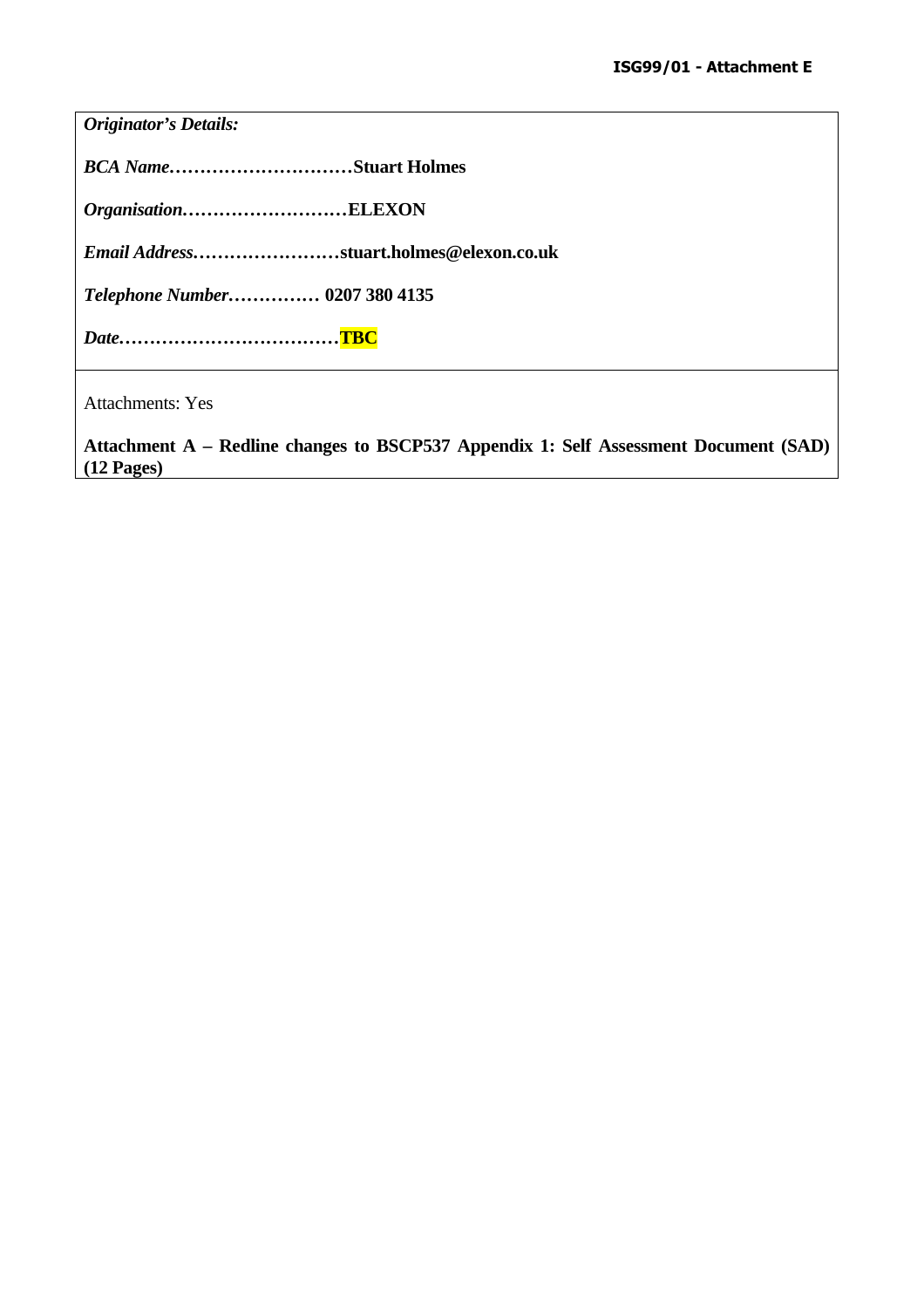| *Originator's Details:* |
|---|
| ***BCA Name*****…………………………Stuart Holmes** |
| ***Organisation*****………………………ELEXON** |
| ***Email Address*****……………………stuart.holmes@elexon.co.uk** |
| ***Telephone Number*****…………… 0207 380 4135** |
| ***Date*****………………………………TBC** |
| Attachments: Yes<br><br>**Attachment A – Redline changes to BSCP537 Appendix 1: Self Assessment Document (SAD) (12 Pages)** |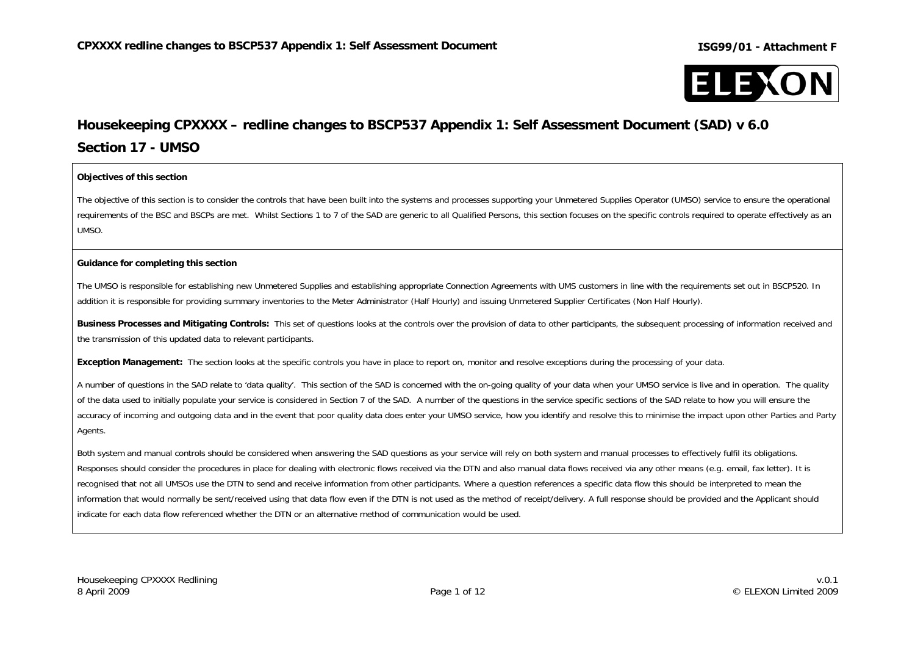# Housekeeping CPXXXX – redline changes to BSCP537 Appendix 1: Self Assessment Document (SAD) v 6.0

## Section 17 - UMSO

**Objectives of this section**

The objective of this section is to consider the controls that have been built into the systems and processes supporting your Unmetered Supplies Operator (UMSO) service to ensure the operational requirements of the BSC and BSCPs are met. Whilst Sections 1 to 7 of the SAD are generic to all Qualified Persons, this section focuses on the specific controls required to operate effectively as an UMSO.

**Guidance for completing this section**

The UMSO is responsible for establishing new Unmetered Supplies and establishing appropriate Connection Agreements with UMS customers in line with the requirements set out in BSCP520. In addition it is responsible for providing summary inventories to the Meter Administrator (Half Hourly) and issuing Unmetered Supplier Certificates (Non Half Hourly).

**Business Processes and Mitigating Controls:** This set of questions looks at the controls over the provision of data to other participants, the subsequent processing of information received and the transmission of this updated data to relevant participants.

**Exception Management:** The section looks at the specific controls you have in place to report on, monitor and resolve exceptions during the processing of your data.

A number of questions in the SAD relate to 'data quality'. This section of the SAD is concerned with the on-going quality of your data when your UMSO service is live and in operation. The quality of the data used to initially populate your service is considered in Section 7 of the SAD. A number of the questions in the service specific sections of the SAD relate to how you will ensure the accuracy of incoming and outgoing data and in the event that poor quality data does enter your UMSO service, how you identify and resolve this to minimise the impact upon other Parties and Party Agents.

Both system and manual controls should be considered when answering the SAD questions as your service will rely on both system and manual processes to effectively fulfil its obligations. Responses should consider the procedures in place for dealing with electronic flows received via the DTN and also manual data flows received via any other means (e.g. email, fax letter). It is recognised that not all UMSOs use the DTN to send and receive information from other participants. Where a question references a specific data flow this should be interpreted to mean the information that would normally be sent/received using that data flow even if the DTN is not used as the method of receipt/delivery. A full response should be provided and the Applicant should indicate for each data flow referenced whether the DTN or an alternative method of communication would be used.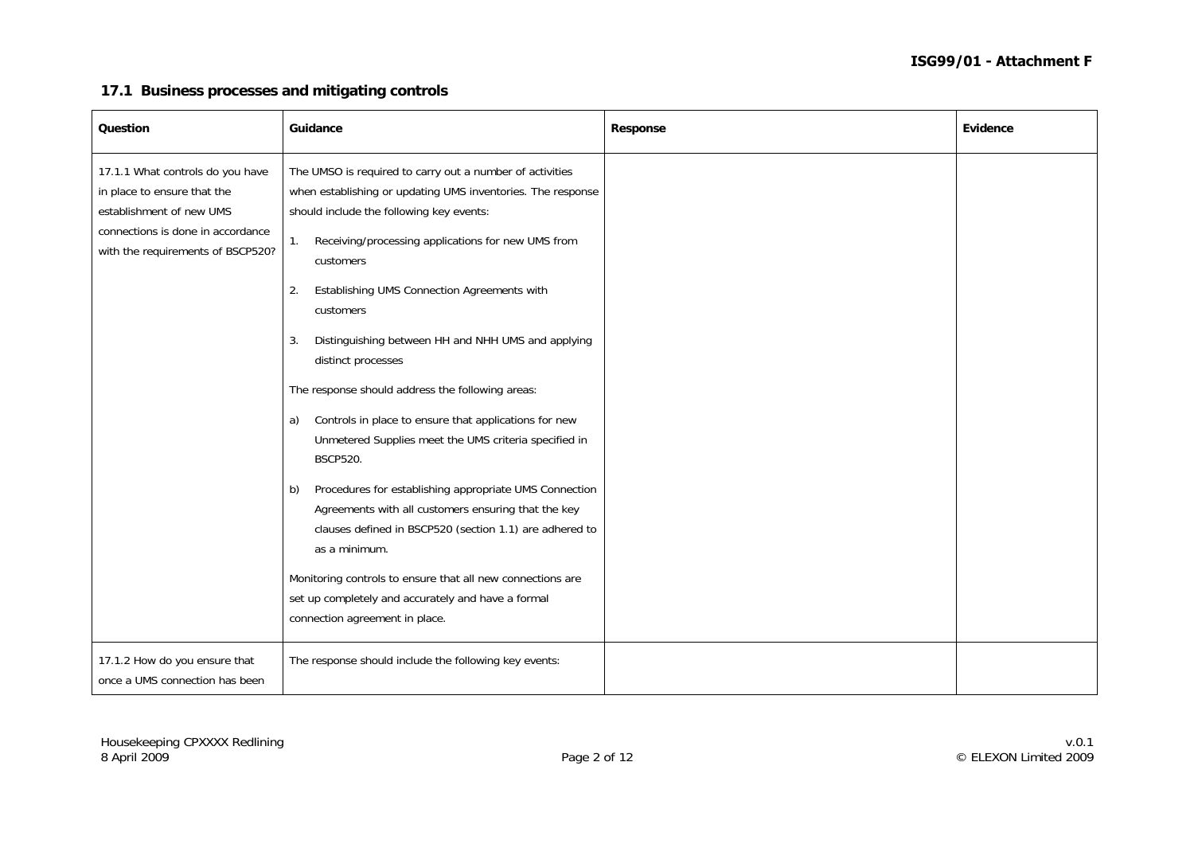## 17.1 Business processes and mitigating controls

| Question | Guidance | Response | Evidence |
| --- | --- | --- | --- |
| 17.1.1 What controls do you have in place to ensure that the establishment of new UMS connections is done in accordance with the requirements of BSCP520? | The UMSO is required to carry out a number of activities when establishing or updating UMS inventories. The response should include the following key events:<br>1. Receiving/processing applications for new UMS from customers<br>2. Establishing UMS Connection Agreements with customers<br>3. Distinguishing between HH and NHH UMS and applying distinct processes<br>The response should address the following areas:<br>a) Controls in place to ensure that applications for new Unmetered Supplies meet the UMS criteria specified in BSCP520.<br>b) Procedures for establishing appropriate UMS Connection Agreements with all customers ensuring that the key clauses defined in BSCP520 (section 1.1) are adhered to as a minimum.<br>Monitoring controls to ensure that all new connections are set up completely and accurately and have a formal connection agreement in place. | | |
| 17.1.2 How do you ensure that once a UMS connection has been | The response should include the following key events: | | |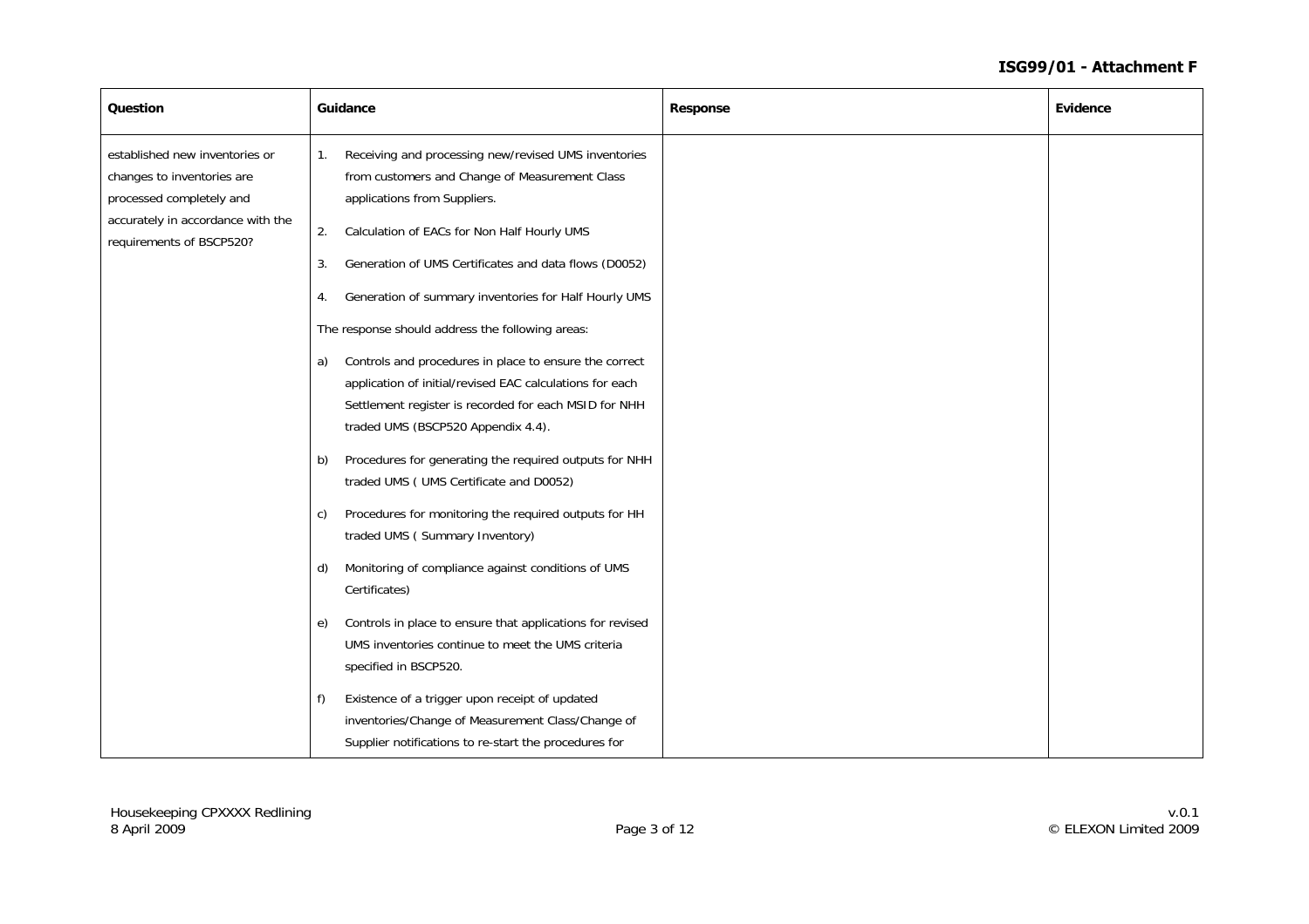| Question | Guidance | Response | Evidence |
|---|---|---|---|
| established new inventories or changes to inventories are processed completely and accurately in accordance with the requirements of BSCP520? | 1. Receiving and processing new/revised UMS inventories from customers and Change of Measurement Class applications from Suppliers.<br><br>2. Calculation of EACs for Non Half Hourly UMS<br><br>3. Generation of UMS Certificates and data flows (D0052)<br><br>4. Generation of summary inventories for Half Hourly UMS<br><br>The response should address the following areas:<br><br>a) Controls and procedures in place to ensure the correct application of initial/revised EAC calculations for each Settlement register is recorded for each MSID for NHH traded UMS (BSCP520 Appendix 4.4).<br><br>b) Procedures for generating the required outputs for NHH traded UMS ( UMS Certificate and D0052)<br><br>c) Procedures for monitoring the required outputs for HH traded UMS ( Summary Inventory)<br><br>d) Monitoring of compliance against conditions of UMS Certificates)<br><br>e) Controls in place to ensure that applications for revised UMS inventories continue to meet the UMS criteria specified in BSCP520.<br><br>f) Existence of a trigger upon receipt of updated inventories/Change of Measurement Class/Change of Supplier notifications to re-start the procedures for | | |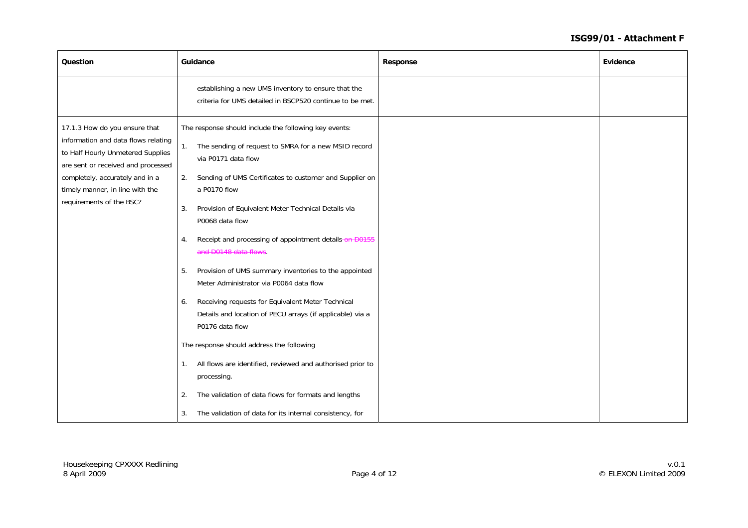| Question | Guidance | Response | Evidence |
|---|---|---|---|
| | establishing a new UMS inventory to ensure that the criteria for UMS detailed in BSCP520 continue to be met. | | |
| 17.1.3 How do you ensure that information and data flows relating to Half Hourly Unmetered Supplies are sent or received and processed completely, accurately and in a timely manner, in line with the requirements of the BSC? | The response should include the following key events:<br><br>1. The sending of request to SMRA for a new MSID record via P0171 data flow<br>2. Sending of UMS Certificates to customer and Supplier on a P0170 flow<br>3. Provision of Equivalent Meter Technical Details via P0068 data flow<br>4. Receipt and processing of appointment details ~~on D0155 and D0148 data flows~~.<br>5. Provision of UMS summary inventories to the appointed Meter Administrator via P0064 data flow<br>6. Receiving requests for Equivalent Meter Technical Details and location of PECU arrays (if applicable) via a P0176 data flow<br><br>The response should address the following<br><br>1. All flows are identified, reviewed and authorised prior to processing.<br>2. The validation of data flows for formats and lengths<br>3. The validation of data for its internal consistency, for | | |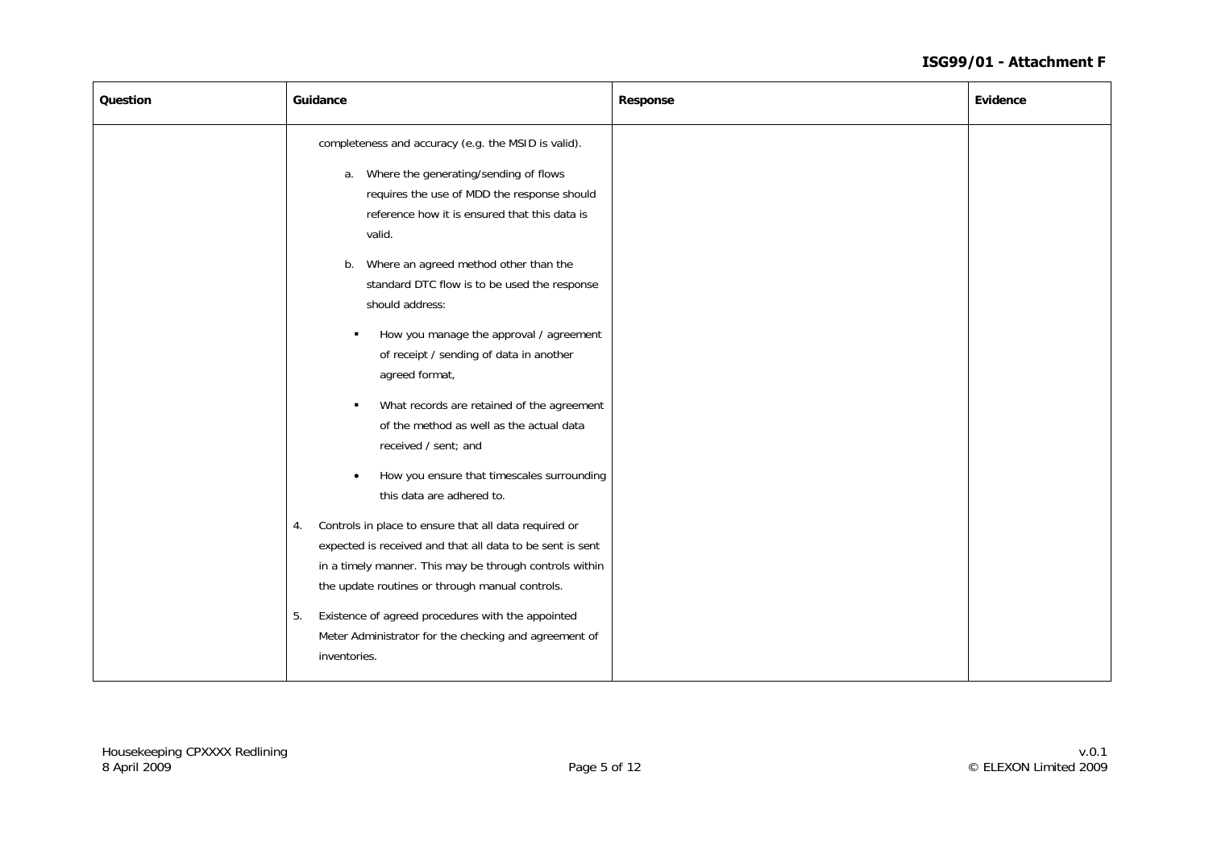| Question | Guidance | Response | Evidence |
|---|---|---|---|
| | completeness and accuracy (e.g. the MSID is valid).<br><br>a. Where the generating/sending of flows requires the use of MDD the response should reference how it is ensured that this data is valid.<br><br>b. Where an agreed method other than the standard DTC flow is to be used the response should address:<br><br>▪ How you manage the approval / agreement of receipt / sending of data in another agreed format,<br><br>▪ What records are retained of the agreement of the method as well as the actual data received / sent; and<br><br>• How you ensure that timescales surrounding this data are adhered to.<br><br>4. Controls in place to ensure that all data required or expected is received and that all data to be sent is sent in a timely manner. This may be through controls within the update routines or through manual controls.<br><br>5. Existence of agreed procedures with the appointed Meter Administrator for the checking and agreement of inventories. | | |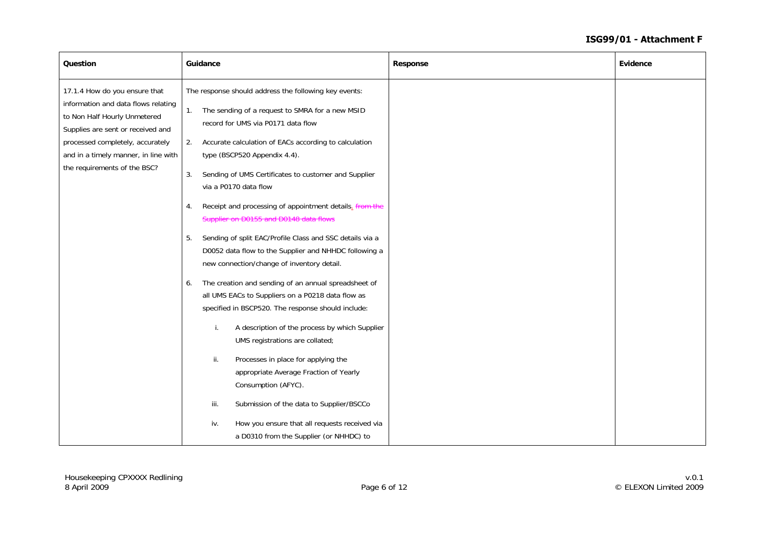| Question | Guidance | Response | Evidence |
|---|---|---|---|
| 17.1.4 How do you ensure that information and data flows relating to Non Half Hourly Unmetered Supplies are sent or received and processed completely, accurately and in a timely manner, in line with the requirements of the BSC? | The response should address the following key events:<br><br>1. The sending of a request to SMRA for a new MSID record for UMS via P0171 data flow<br><br>2. Accurate calculation of EACs according to calculation type (BSCP520 Appendix 4.4).<br><br>3. Sending of UMS Certificates to customer and Supplier via a P0170 data flow<br><br>4. Receipt and processing of appointment details. ~~from the Supplier on D0155 and D0148 data flows~~<br><br>5. Sending of split EAC/Profile Class and SSC details via a D0052 data flow to the Supplier and NHHDC following a new connection/change of inventory detail.<br><br>6. The creation and sending of an annual spreadsheet of all UMS EACs to Suppliers on a P0218 data flow as specified in BSCP520. The response should include:<br><br>i. A description of the process by which Supplier UMS registrations are collated;<br><br>ii. Processes in place for applying the appropriate Average Fraction of Yearly Consumption (AFYC).<br><br>iii. Submission of the data to Supplier/BSCCo<br><br>iv. How you ensure that all requests received via a D0310 from the Supplier (or NHHDC) to | | |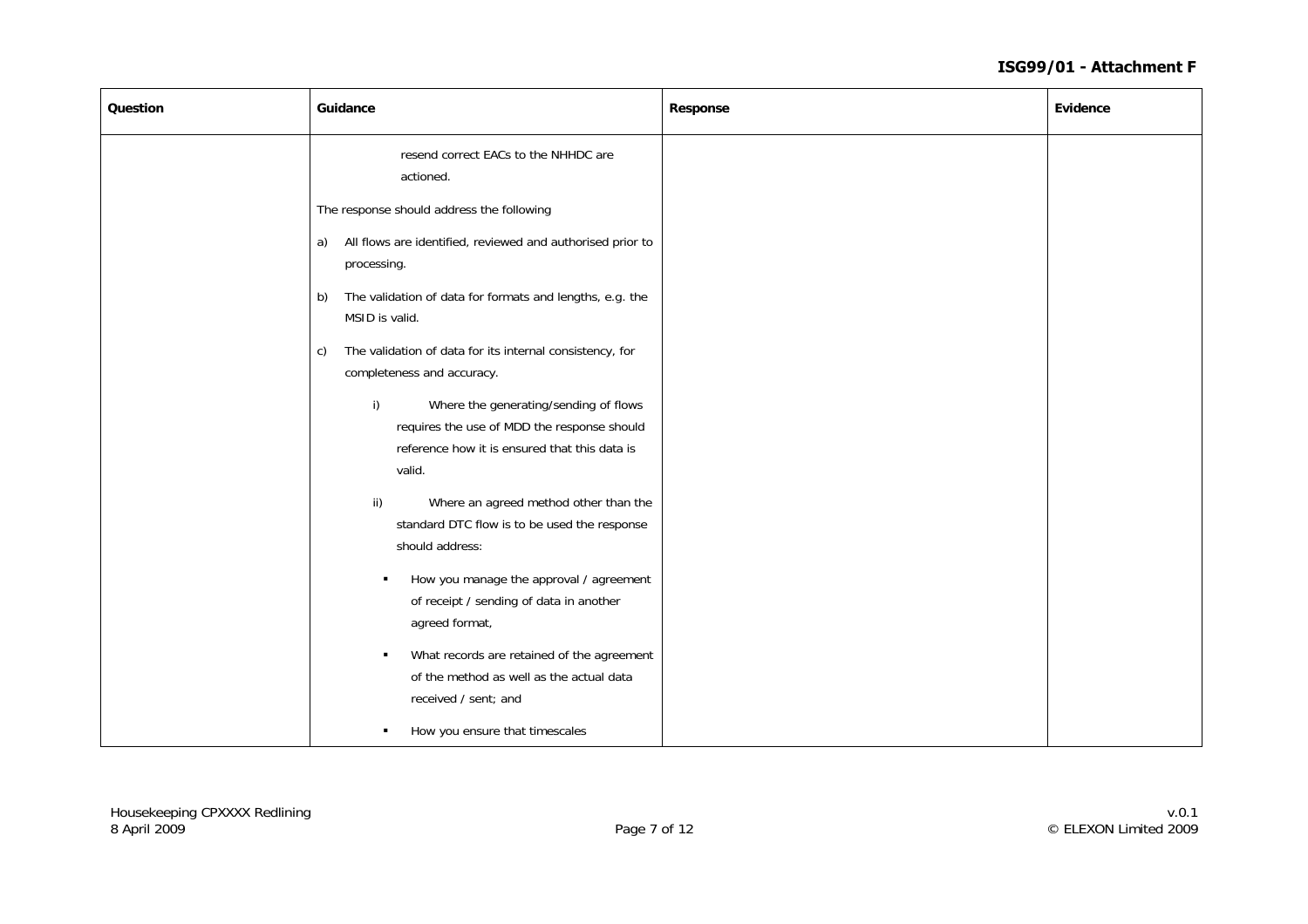| Question | Guidance | Response | Evidence |
|---|---|---|---|
| | resend correct EACs to the NHHDC are actioned.<br><br>The response should address the following<br><br>a) All flows are identified, reviewed and authorised prior to processing.<br><br>b) The validation of data for formats and lengths, e.g. the MSID is valid.<br><br>c) The validation of data for its internal consistency, for completeness and accuracy.<br><br>i) Where the generating/sending of flows requires the use of MDD the response should reference how it is ensured that this data is valid.<br><br>ii) Where an agreed method other than the standard DTC flow is to be used the response should address:<br><br>▪ How you manage the approval / agreement of receipt / sending of data in another agreed format,<br><br>▪ What records are retained of the agreement of the method as well as the actual data received / sent; and<br><br>▪ How you ensure that timescales | | |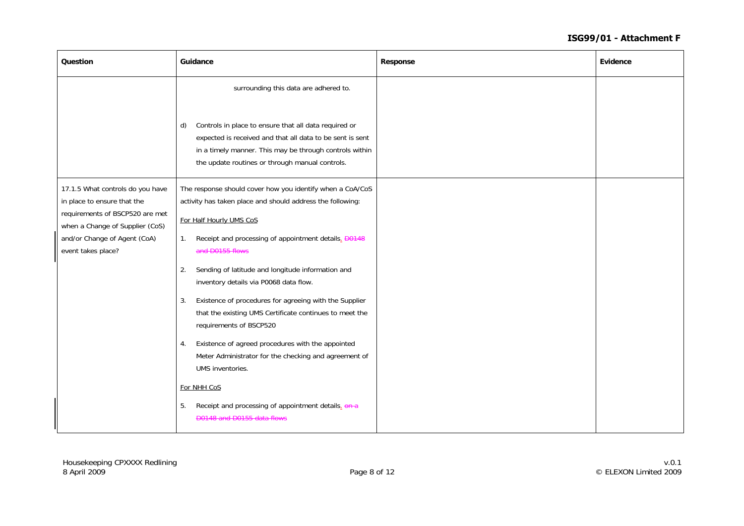| Question | Guidance | Response | Evidence |
|---|---|---|---|
| | surrounding this data are adhered to.<br><br>d) Controls in place to ensure that all data required or expected is received and that all data to be sent is sent in a timely manner. This may be through controls within the update routines or through manual controls. | | |
| 17.1.5 What controls do you have in place to ensure that the requirements of BSCP520 are met when a Change of Supplier (CoS) and/or Change of Agent (CoA) event takes place? | The response should cover how you identify when a CoA/CoS activity has taken place and should address the following:<br><br>For Half Hourly UMS CoS<br><br>1. Receipt and processing of appointment details. ~~D0148 and D0155 flows~~<br><br>2. Sending of latitude and longitude information and inventory details via P0068 data flow.<br><br>3. Existence of procedures for agreeing with the Supplier that the existing UMS Certificate continues to meet the requirements of BSCP520<br><br>4. Existence of agreed procedures with the appointed Meter Administrator for the checking and agreement of UMS inventories.<br><br>For NHH CoS<br><br>5. Receipt and processing of appointment details. ~~on a D0148 and D0155 data flows~~ | | |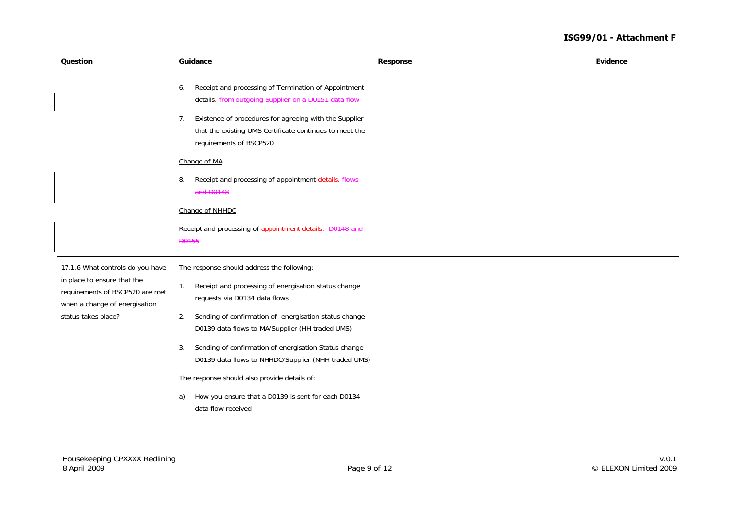| Question | Guidance | Response | Evidence |
| --- | --- | --- | --- |
| | 6. Receipt and processing of Termination of Appointment details. ~~from outgoing Supplier on a D0151 data flow~~<br><br>7. Existence of procedures for agreeing with the Supplier that the existing UMS Certificate continues to meet the requirements of BSCP520<br><br><u>Change of MA</u><br><br>8. Receipt and processing of appointment details. ~~flows and D0148~~<br><br><u>Change of NHHDC</u><br><br>Receipt and processing of appointment details. ~~D0148 and D0155~~ | | |
| 17.1.6 What controls do you have in place to ensure that the requirements of BSCP520 are met when a change of energisation status takes place? | The response should address the following:<br><br>1. Receipt and processing of energisation status change requests via D0134 data flows<br><br>2. Sending of confirmation of energisation status change D0139 data flows to MA/Supplier (HH traded UMS)<br><br>3. Sending of confirmation of energisation Status change D0139 data flows to NHHDC/Supplier (NHH traded UMS)<br><br>The response should also provide details of:<br><br>a) How you ensure that a D0139 is sent for each D0134 data flow received | | |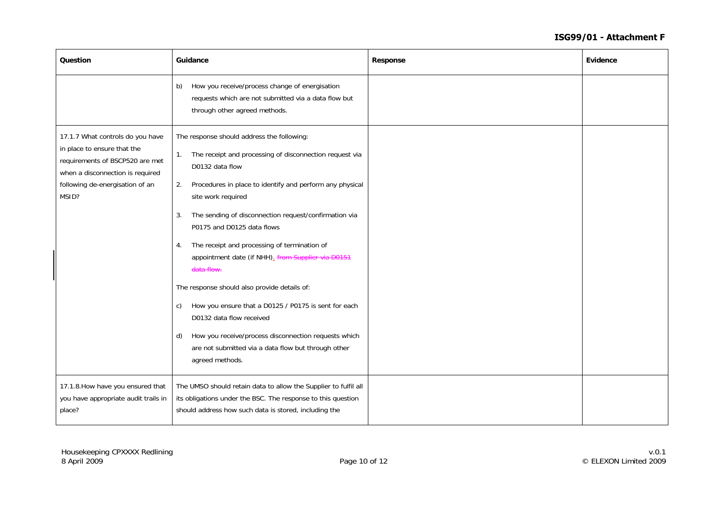| Question | Guidance | Response | Evidence |
|---|---|---|---|
| | b) How you receive/process change of energisation requests which are not submitted via a data flow but through other agreed methods. | | |
| 17.1.7 What controls do you have in place to ensure that the requirements of BSCP520 are met when a disconnection is required following de-energisation of an MSID? | The response should address the following:<br><br>1. The receipt and processing of disconnection request via D0132 data flow<br><br>2. Procedures in place to identify and perform any physical site work required<br><br>3. The sending of disconnection request/confirmation via P0175 and D0125 data flows<br><br>4. The receipt and processing of termination of appointment date (if NHH). ~~from Supplier via D0151 data flow.~~<br><br>The response should also provide details of:<br><br>c) How you ensure that a D0125 / P0175 is sent for each D0132 data flow received<br><br>d) How you receive/process disconnection requests which are not submitted via a data flow but through other agreed methods. | | |
| 17.1.8.How have you ensured that you have appropriate audit trails in place? | The UMSO should retain data to allow the Supplier to fulfil all its obligations under the BSC. The response to this question should address how such data is stored, including the | | |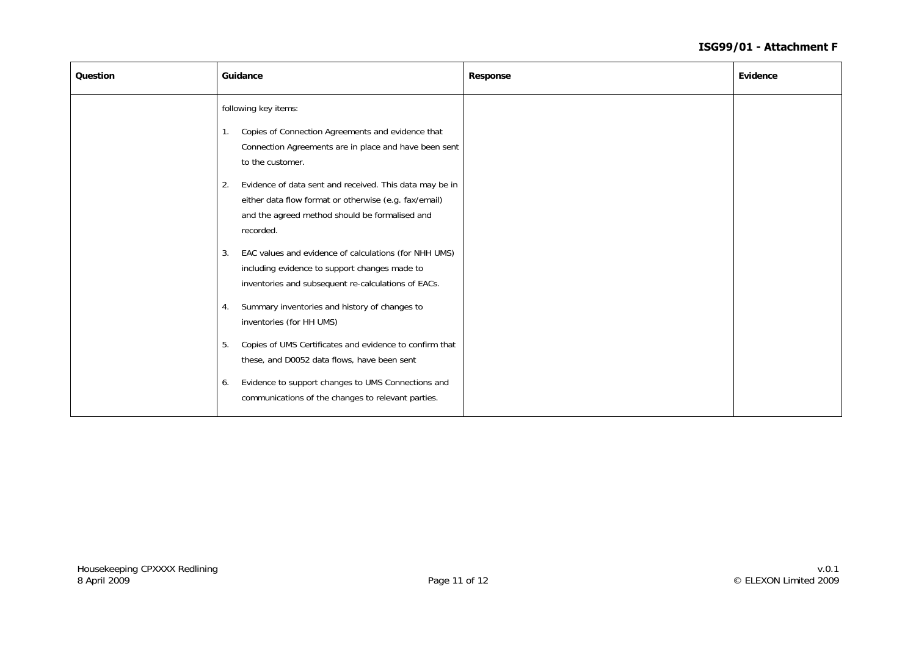| Question | Guidance | Response | Evidence |
|---|---|---|---|
| | following key items:<br><br>1. Copies of Connection Agreements and evidence that Connection Agreements are in place and have been sent to the customer.<br><br>2. Evidence of data sent and received. This data may be in either data flow format or otherwise (e.g. fax/email) and the agreed method should be formalised and recorded.<br><br>3. EAC values and evidence of calculations (for NHH UMS) including evidence to support changes made to inventories and subsequent re-calculations of EACs.<br><br>4. Summary inventories and history of changes to inventories (for HH UMS)<br><br>5. Copies of UMS Certificates and evidence to confirm that these, and D0052 data flows, have been sent<br><br>6. Evidence to support changes to UMS Connections and communications of the changes to relevant parties. | | |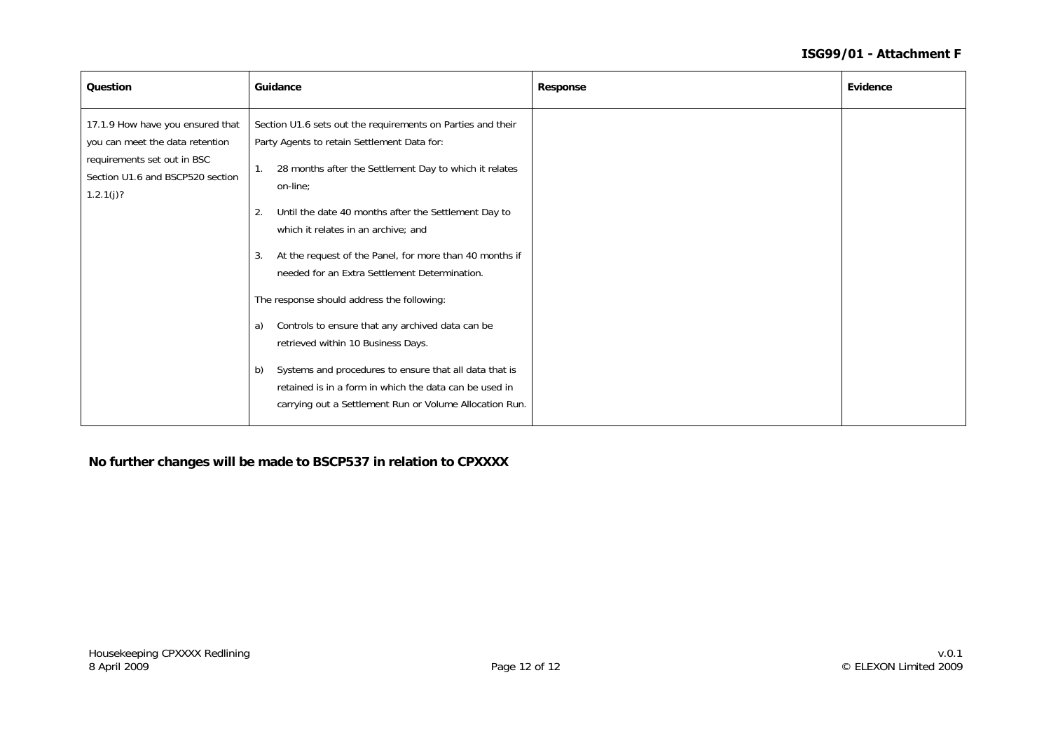| Question | Guidance | Response | Evidence |
|---|---|---|---|
| 17.1.9 How have you ensured that you can meet the data retention requirements set out in BSC Section U1.6 and BSCP520 section 1.2.1(j)? | Section U1.6 sets out the requirements on Parties and their Party Agents to retain Settlement Data for:<br><br>1. 28 months after the Settlement Day to which it relates on-line;<br><br>2. Until the date 40 months after the Settlement Day to which it relates in an archive; and<br><br>3. At the request of the Panel, for more than 40 months if needed for an Extra Settlement Determination.<br><br>The response should address the following:<br><br>a) Controls to ensure that any archived data can be retrieved within 10 Business Days.<br><br>b) Systems and procedures to ensure that all data that is retained is in a form in which the data can be used in carrying out a Settlement Run or Volume Allocation Run. | | |

**No further changes will be made to BSCP537 in relation to CPXXXX**